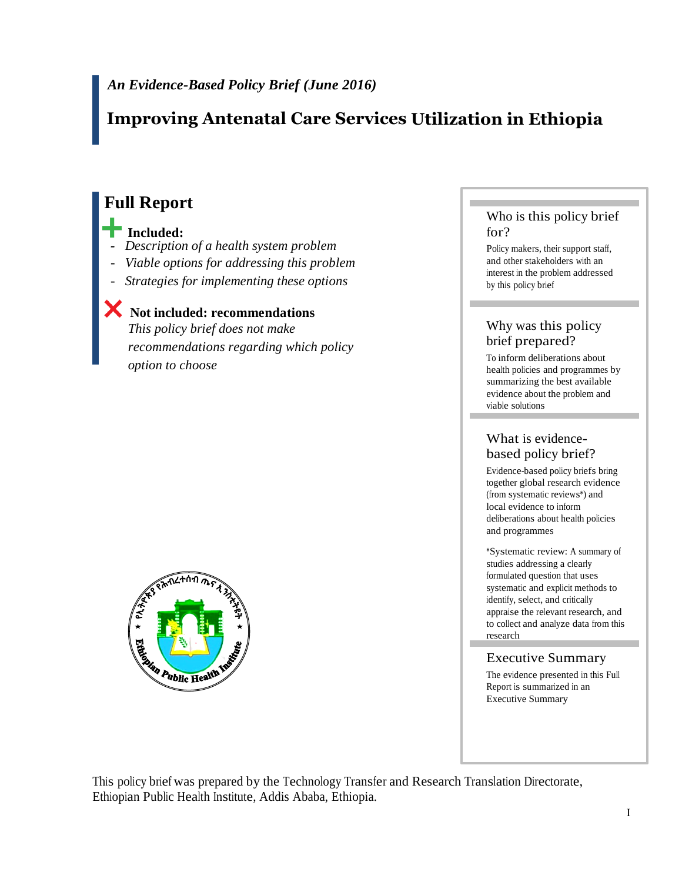*An Evidence-Based Policy Brief (June 2016)*

# Improving Antenatal Care Services Utilization in Ethiopia

## Full Report

**Included:**

- *Description of a health system problem*
- *Viable options for addressing this problem*
- *Strategies for implementing these options*

**Not included: recommendations**

*This policy brief does not make recommendations regarding which policy option to choose*

### Who is this policy brief for?

Policy makers, their support staff, and other stakeholders with an interest in the problem addressed by this policy brief

### Why was this policy brief prepared?

To inform deliberations about health policies and programmes by summarizing the best available evidence about the problem and viable solutions

### What is evidence-based policy brief?

Evidence-based policy briefs bring together global research evidence (from systematic reviews*) and local evidence to inform deliberations about health policies and programmes

*Systematic review: A summary of studies addressing a clearly formulated question that uses systematic and explicit methods to identify, select, and critically appraise the relevant research, and to collect and analyze data from this research

### Executive Summary

The evidence presented in this Full Report is summarized in an Executive Summary

This policy brief was prepared by the Technology Transfer and Research Translation Directorate, Ethiopian Public Health Institute, Addis Ababa, Ethiopia.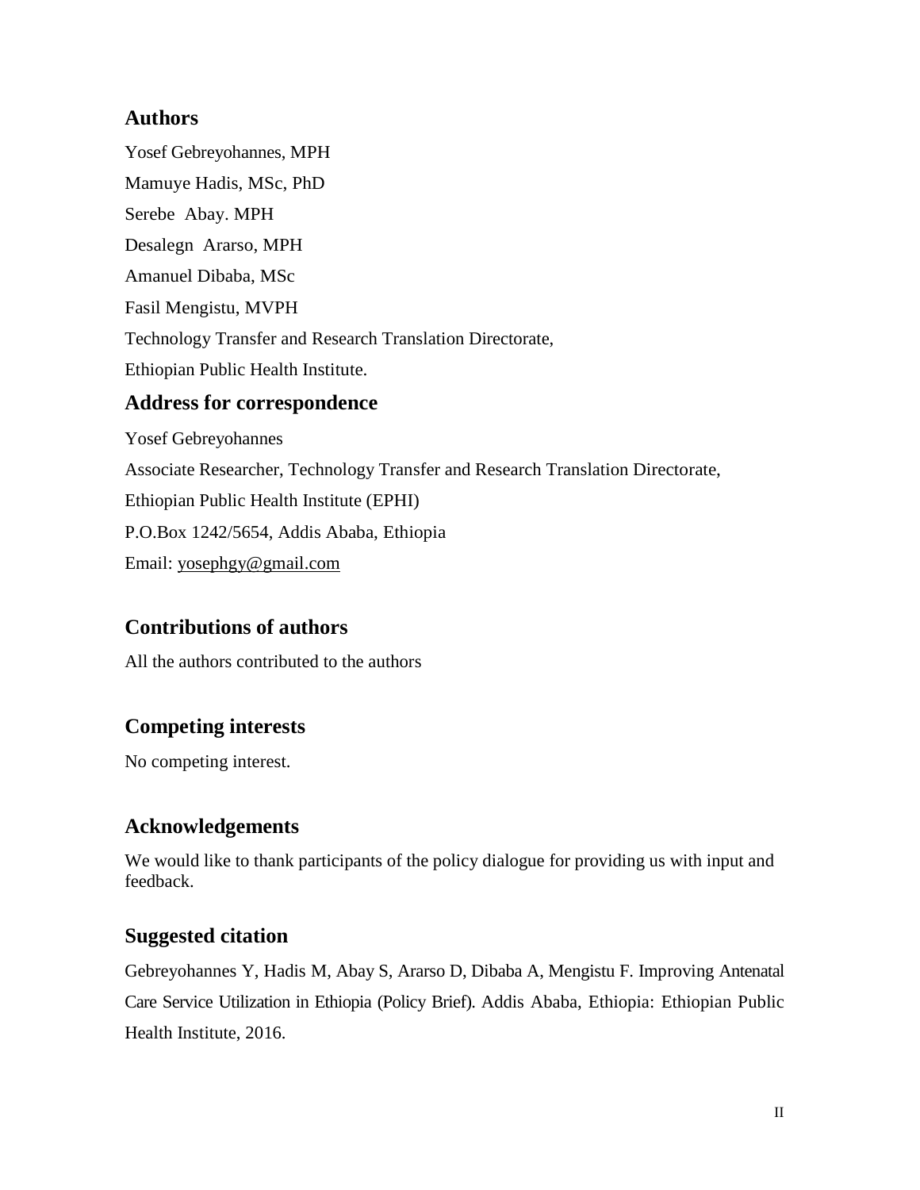## Authors

Yosef Gebreyohannes, MPH

Mamuye Hadis, MSc, PhD

Serebe Abay. MPH

Desalegn Ararso, MPH

Amanuel Dibaba, MSc

Fasil Mengistu, MVPH

Technology Transfer and Research Translation Directorate,

Ethiopian Public Health Institute.

## Address for correspondence

Yosef Gebreyohannes

Associate Researcher, Technology Transfer and Research Translation Directorate,

Ethiopian Public Health Institute (EPHI)

P.O.Box 1242/5654, Addis Ababa, Ethiopia

Email: yosephgy@gmail.com

## Contributions of authors

All the authors contributed to the authors

## Competing interests

No competing interest.

## Acknowledgements

We would like to thank participants of the policy dialogue for providing us with input and feedback.

## Suggested citation

Gebreyohannes Y, Hadis M, Abay S, Ararso D, Dibaba A, Mengistu F. Improving Antenatal Care Service Utilization in Ethiopia (Policy Brief). Addis Ababa, Ethiopia: Ethiopian Public Health Institute, 2016.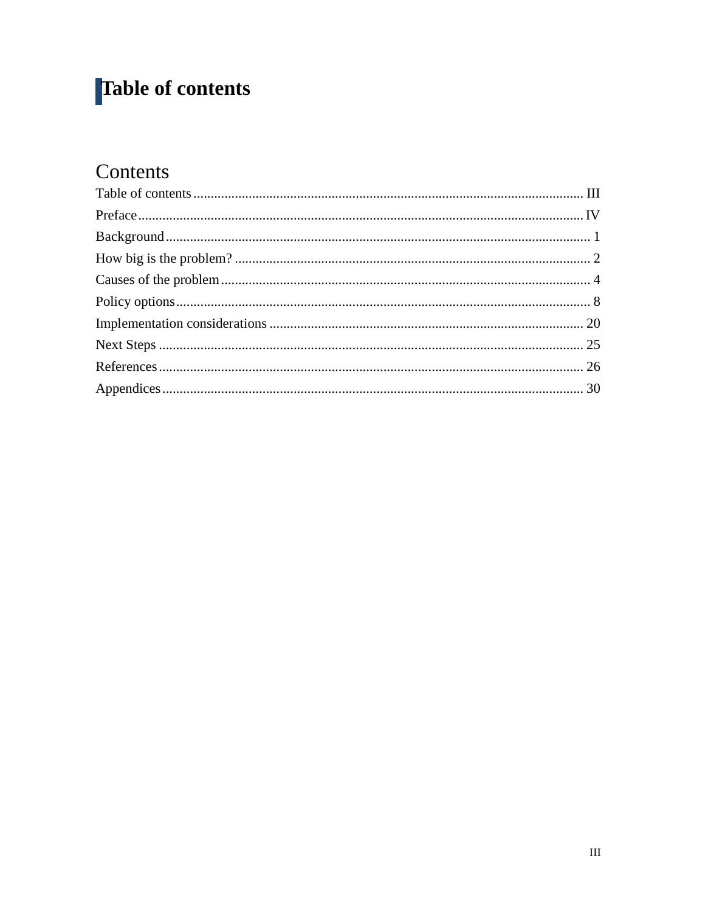# Table of contents

## Contents

Table of contents ................................................................................................................ III
Preface ................................................................................................................................ IV
Background ......................................................................................................................... 1
How big is the problem? ...................................................................................................... 2
Causes of the problem .......................................................................................................... 4
Policy options ....................................................................................................................... 8
Implementation considerations .......................................................................................... 20
Next Steps .......................................................................................................................... 25
References .......................................................................................................................... 26
Appendices ......................................................................................................................... 30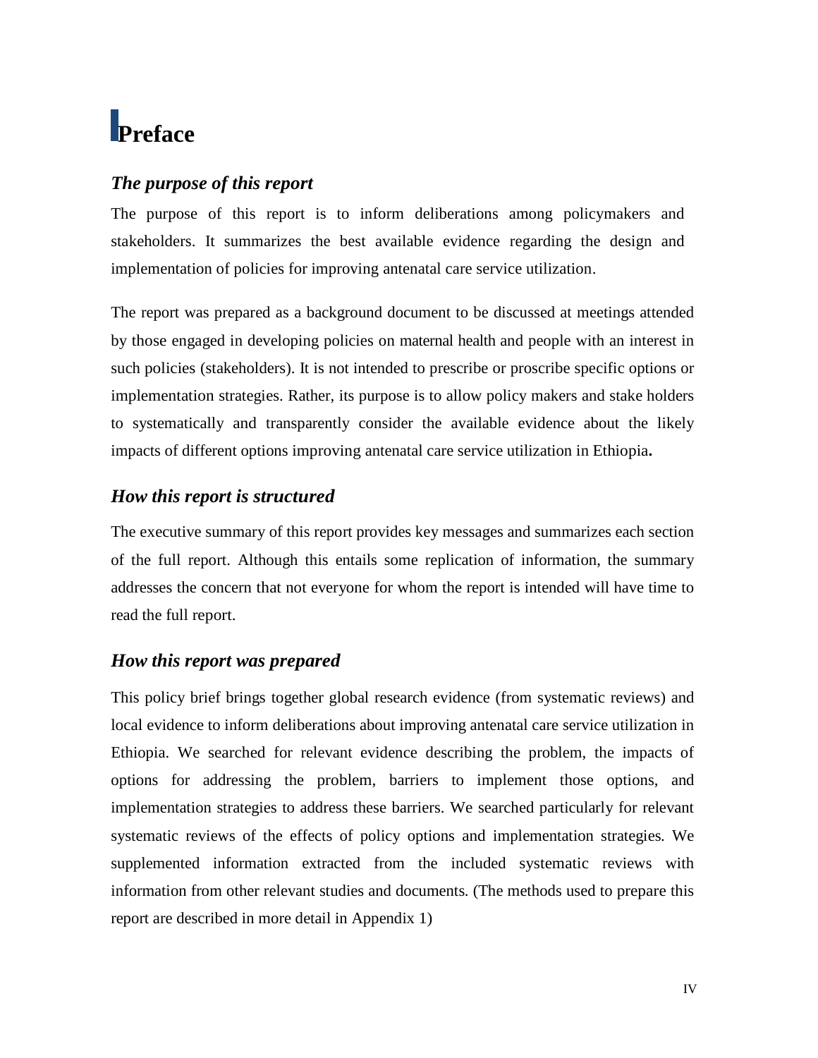# Preface

### *The purpose of this report*

The purpose of this report is to inform deliberations among policymakers and stakeholders. It summarizes the best available evidence regarding the design and implementation of policies for improving antenatal care service utilization.

The report was prepared as a background document to be discussed at meetings attended by those engaged in developing policies on maternal health and people with an interest in such policies (stakeholders). It is not intended to prescribe or proscribe specific options or implementation strategies. Rather, its purpose is to allow policy makers and stake holders to systematically and transparently consider the available evidence about the likely impacts of different options improving antenatal care service utilization in Ethiopia**.**

### *How this report is structured*

The executive summary of this report provides key messages and summarizes each section of the full report. Although this entails some replication of information, the summary addresses the concern that not everyone for whom the report is intended will have time to read the full report.

### *How this report was prepared*

This policy brief brings together global research evidence (from systematic reviews) and local evidence to inform deliberations about improving antenatal care service utilization in Ethiopia. We searched for relevant evidence describing the problem, the impacts of options for addressing the problem, barriers to implement those options, and implementation strategies to address these barriers. We searched particularly for relevant systematic reviews of the effects of policy options and implementation strategies. We supplemented information extracted from the included systematic reviews with information from other relevant studies and documents. (The methods used to prepare this report are described in more detail in Appendix 1)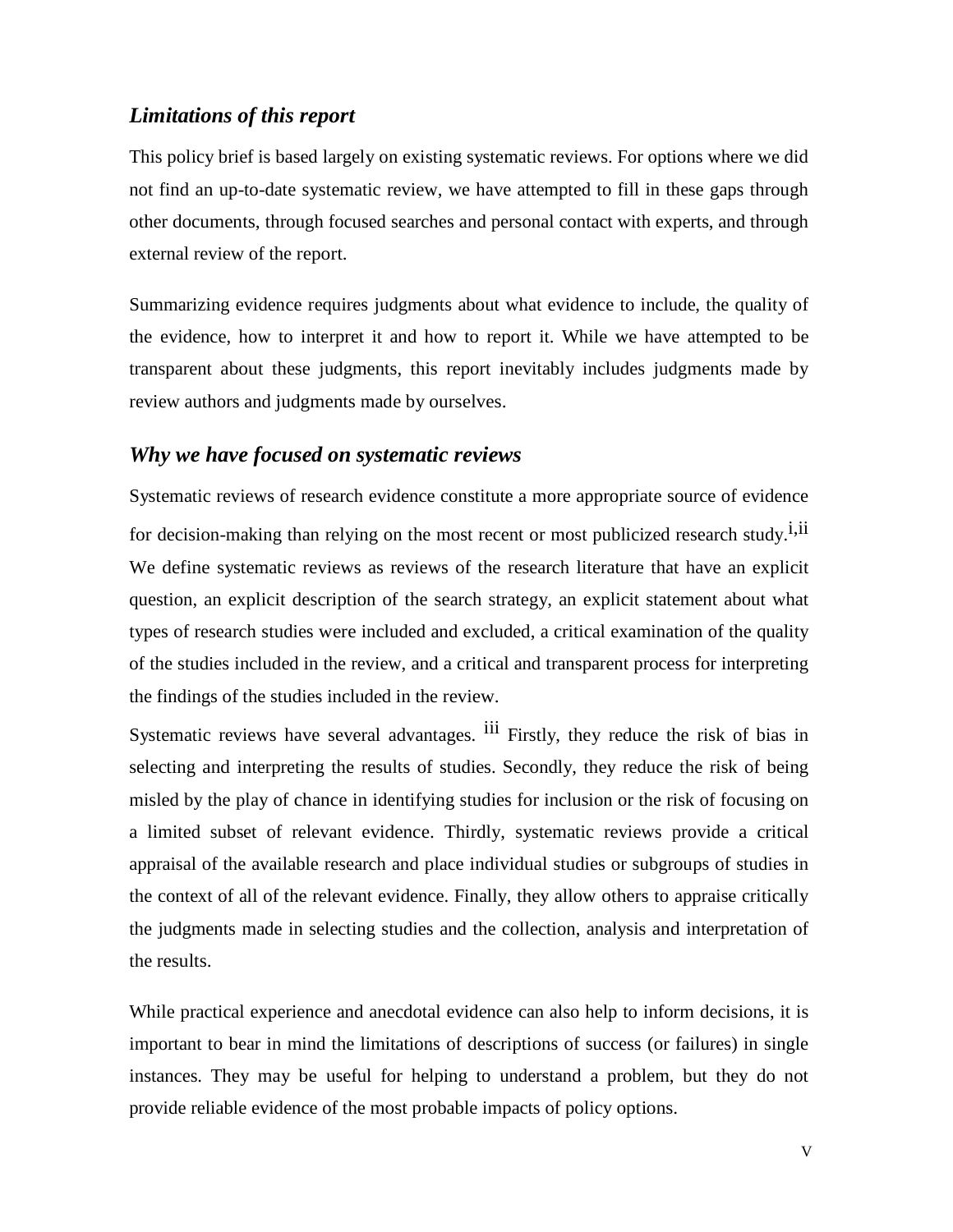## *Limitations of this report*

This policy brief is based largely on existing systematic reviews. For options where we did not find an up-to-date systematic review, we have attempted to fill in these gaps through other documents, through focused searches and personal contact with experts, and through external review of the report.

Summarizing evidence requires judgments about what evidence to include, the quality of the evidence, how to interpret it and how to report it. While we have attempted to be transparent about these judgments, this report inevitably includes judgments made by review authors and judgments made by ourselves.

## *Why we have focused on systematic reviews*

Systematic reviews of research evidence constitute a more appropriate source of evidence for decision-making than relying on the most recent or most publicized research study.[i,ii] We define systematic reviews as reviews of the research literature that have an explicit question, an explicit description of the search strategy, an explicit statement about what types of research studies were included and excluded, a critical examination of the quality of the studies included in the review, and a critical and transparent process for interpreting the findings of the studies included in the review.

Systematic reviews have several advantages. [iii] Firstly, they reduce the risk of bias in selecting and interpreting the results of studies. Secondly, they reduce the risk of being misled by the play of chance in identifying studies for inclusion or the risk of focusing on a limited subset of relevant evidence. Thirdly, systematic reviews provide a critical appraisal of the available research and place individual studies or subgroups of studies in the context of all of the relevant evidence. Finally, they allow others to appraise critically the judgments made in selecting studies and the collection, analysis and interpretation of the results.

While practical experience and anecdotal evidence can also help to inform decisions, it is important to bear in mind the limitations of descriptions of success (or failures) in single instances. They may be useful for helping to understand a problem, but they do not provide reliable evidence of the most probable impacts of policy options.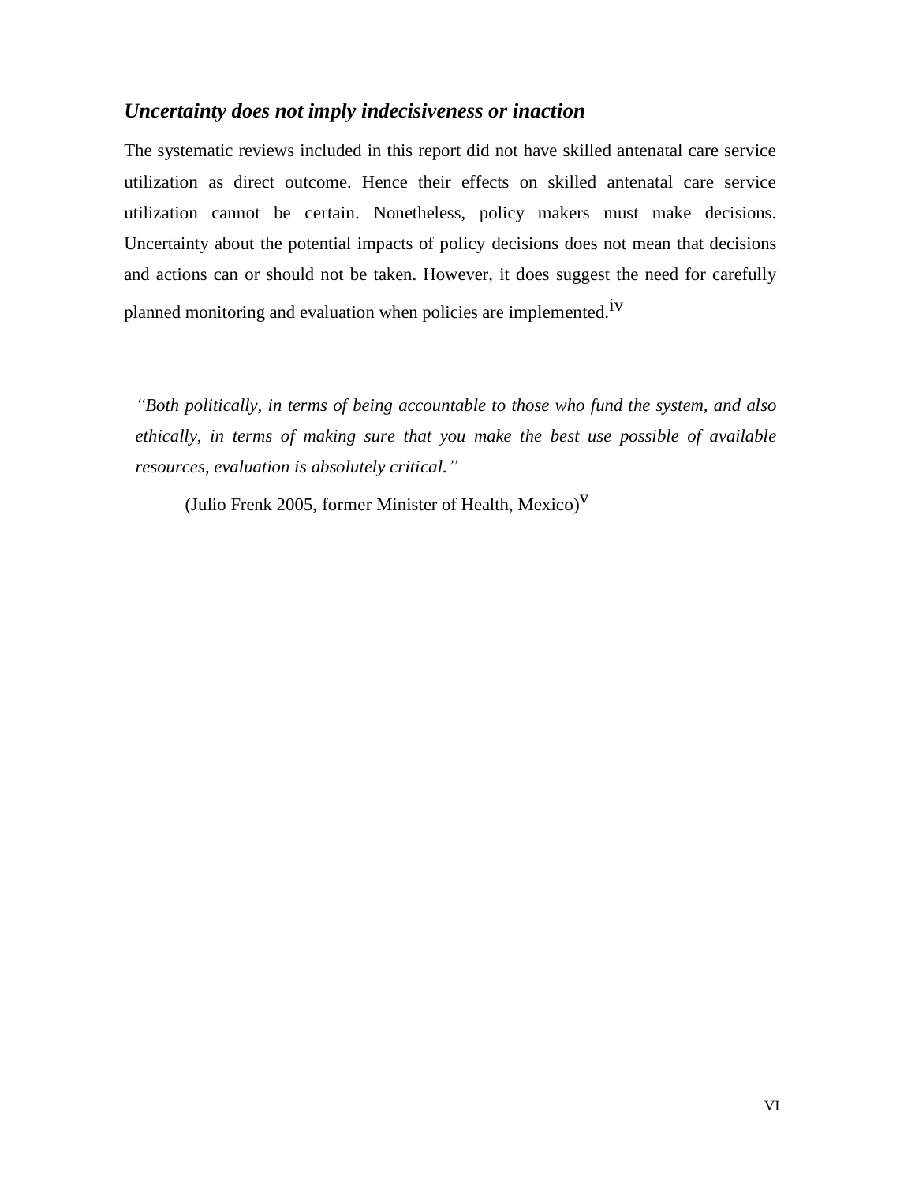### *Uncertainty does not imply indecisiveness or inaction*

The systematic reviews included in this report did not have skilled antenatal care service utilization as direct outcome. Hence their effects on skilled antenatal care service utilization cannot be certain. Nonetheless, policy makers must make decisions. Uncertainty about the potential impacts of policy decisions does not mean that decisions and actions can or should not be taken. However, it does suggest the need for carefully planned monitoring and evaluation when policies are implemented.[iv]

> *"Both politically, in terms of being accountable to those who fund the system, and also ethically, in terms of making sure that you make the best use possible of available resources, evaluation is absolutely critical."*
>
> (Julio Frenk 2005, former Minister of Health, Mexico)[v]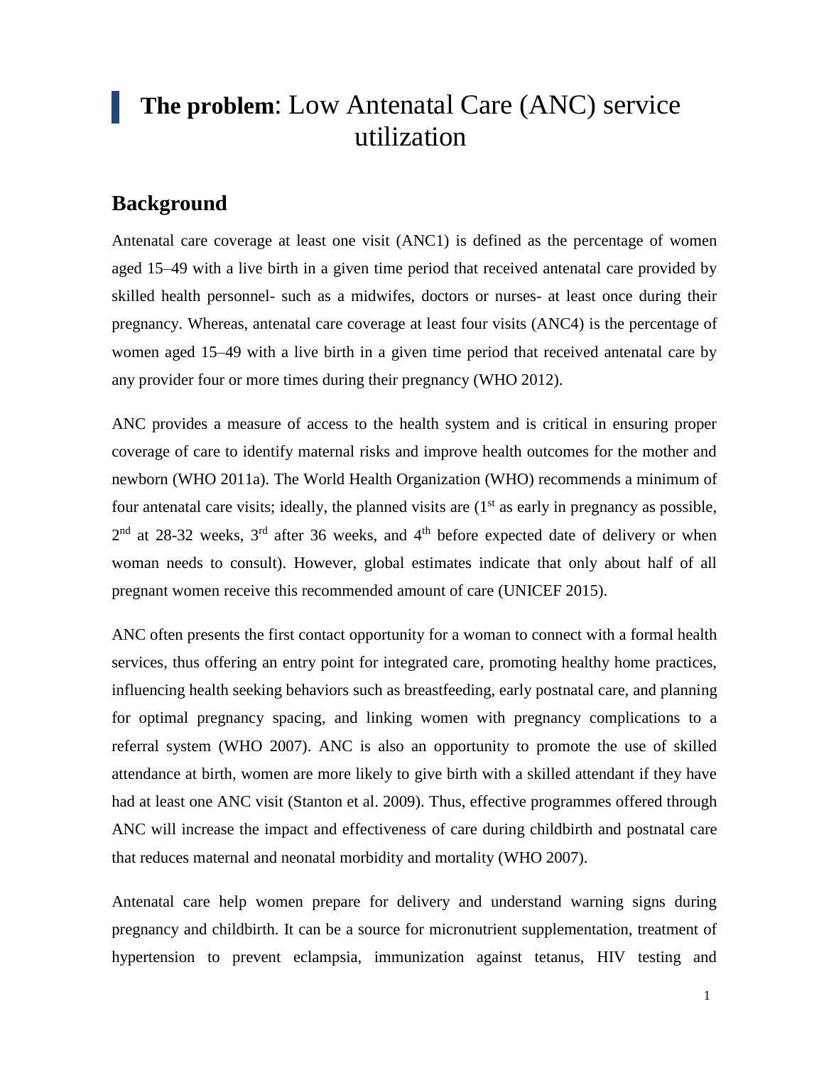# **The problem**: Low Antenatal Care (ANC) service utilization

## Background

Antenatal care coverage at least one visit (ANC1) is defined as the percentage of women aged 15–49 with a live birth in a given time period that received antenatal care provided by skilled health personnel- such as a midwifes, doctors or nurses- at least once during their pregnancy. Whereas, antenatal care coverage at least four visits (ANC4) is the percentage of women aged 15–49 with a live birth in a given time period that received antenatal care by any provider four or more times during their pregnancy (WHO 2012).

ANC provides a measure of access to the health system and is critical in ensuring proper coverage of care to identify maternal risks and improve health outcomes for the mother and newborn (WHO 2011a). The World Health Organization (WHO) recommends a minimum of four antenatal care visits; ideally, the planned visits are (1st as early in pregnancy as possible, 2nd at 28-32 weeks, 3rd after 36 weeks, and 4th before expected date of delivery or when woman needs to consult). However, global estimates indicate that only about half of all pregnant women receive this recommended amount of care (UNICEF 2015).

ANC often presents the first contact opportunity for a woman to connect with a formal health services, thus offering an entry point for integrated care, promoting healthy home practices, influencing health seeking behaviors such as breastfeeding, early postnatal care, and planning for optimal pregnancy spacing, and linking women with pregnancy complications to a referral system (WHO 2007). ANC is also an opportunity to promote the use of skilled attendance at birth, women are more likely to give birth with a skilled attendant if they have had at least one ANC visit (Stanton et al. 2009). Thus, effective programmes offered through ANC will increase the impact and effectiveness of care during childbirth and postnatal care that reduces maternal and neonatal morbidity and mortality (WHO 2007).

Antenatal care help women prepare for delivery and understand warning signs during pregnancy and childbirth. It can be a source for micronutrient supplementation, treatment of hypertension to prevent eclampsia, immunization against tetanus, HIV testing and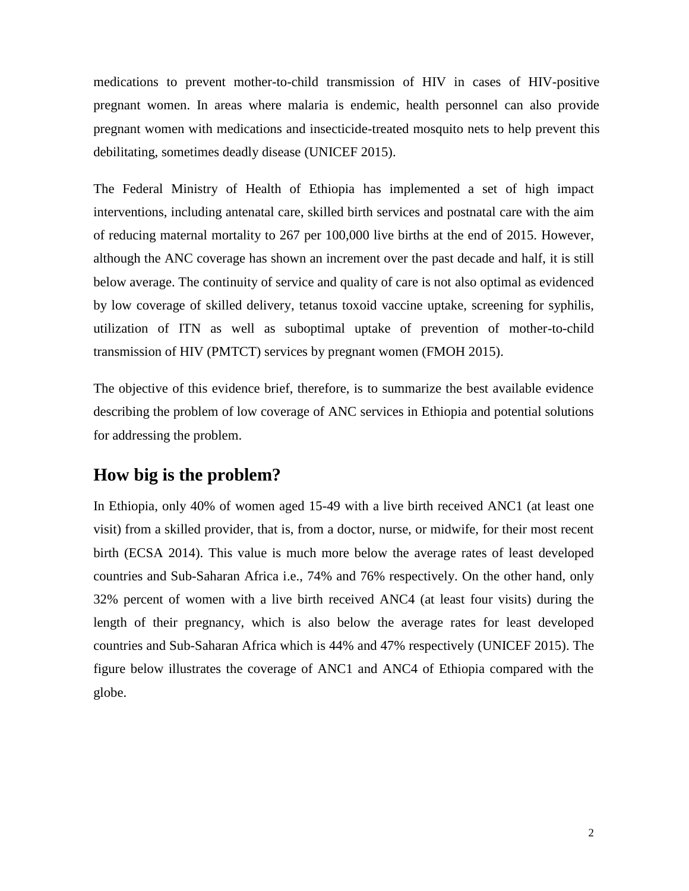medications to prevent mother-to-child transmission of HIV in cases of HIV-positive pregnant women. In areas where malaria is endemic, health personnel can also provide pregnant women with medications and insecticide-treated mosquito nets to help prevent this debilitating, sometimes deadly disease (UNICEF 2015).

The Federal Ministry of Health of Ethiopia has implemented a set of high impact interventions, including antenatal care, skilled birth services and postnatal care with the aim of reducing maternal mortality to 267 per 100,000 live births at the end of 2015. However, although the ANC coverage has shown an increment over the past decade and half, it is still below average. The continuity of service and quality of care is not also optimal as evidenced by low coverage of skilled delivery, tetanus toxoid vaccine uptake, screening for syphilis, utilization of ITN as well as suboptimal uptake of prevention of mother-to-child transmission of HIV (PMTCT) services by pregnant women (FMOH 2015).

The objective of this evidence brief, therefore, is to summarize the best available evidence describing the problem of low coverage of ANC services in Ethiopia and potential solutions for addressing the problem.

## How big is the problem?

In Ethiopia, only 40% of women aged 15-49 with a live birth received ANC1 (at least one visit) from a skilled provider, that is, from a doctor, nurse, or midwife, for their most recent birth (ECSA 2014). This value is much more below the average rates of least developed countries and Sub-Saharan Africa i.e., 74% and 76% respectively. On the other hand, only 32% percent of women with a live birth received ANC4 (at least four visits) during the length of their pregnancy, which is also below the average rates for least developed countries and Sub-Saharan Africa which is 44% and 47% respectively (UNICEF 2015). The figure below illustrates the coverage of ANC1 and ANC4 of Ethiopia compared with the globe.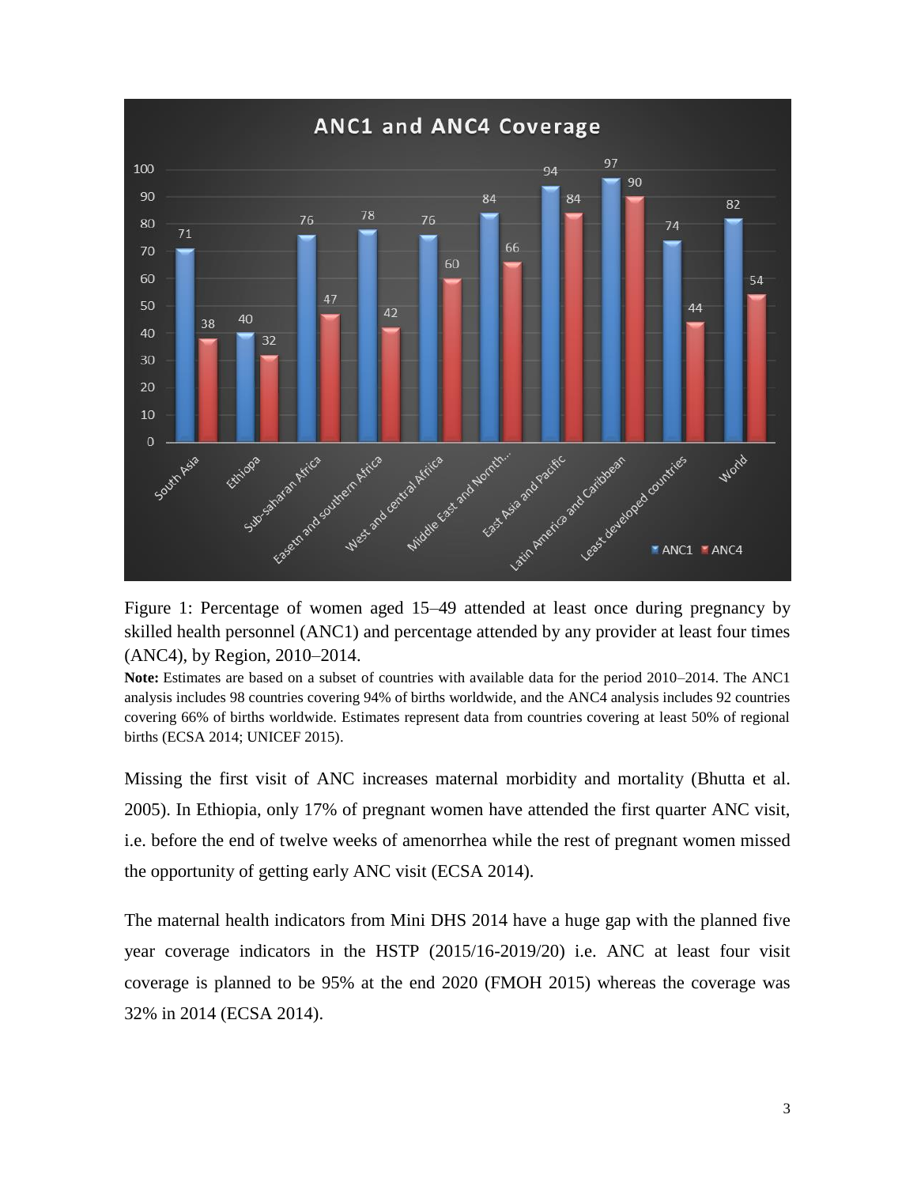Figure 1: Percentage of women aged 15–49 attended at least once during pregnancy by skilled health personnel (ANC1) and percentage attended by any provider at least four times (ANC4), by Region, 2010–2014.

**Note:** Estimates are based on a subset of countries with available data for the period 2010–2014. The ANC1 analysis includes 98 countries covering 94% of births worldwide, and the ANC4 analysis includes 92 countries covering 66% of births worldwide. Estimates represent data from countries covering at least 50% of regional births (ECSA 2014; UNICEF 2015).

Missing the first visit of ANC increases maternal morbidity and mortality (Bhutta et al. 2005). In Ethiopia, only 17% of pregnant women have attended the first quarter ANC visit, i.e. before the end of twelve weeks of amenorrhea while the rest of pregnant women missed the opportunity of getting early ANC visit (ECSA 2014).

The maternal health indicators from Mini DHS 2014 have a huge gap with the planned five year coverage indicators in the HSTP (2015/16-2019/20) i.e. ANC at least four visit coverage is planned to be 95% at the end 2020 (FMOH 2015) whereas the coverage was 32% in 2014 (ECSA 2014).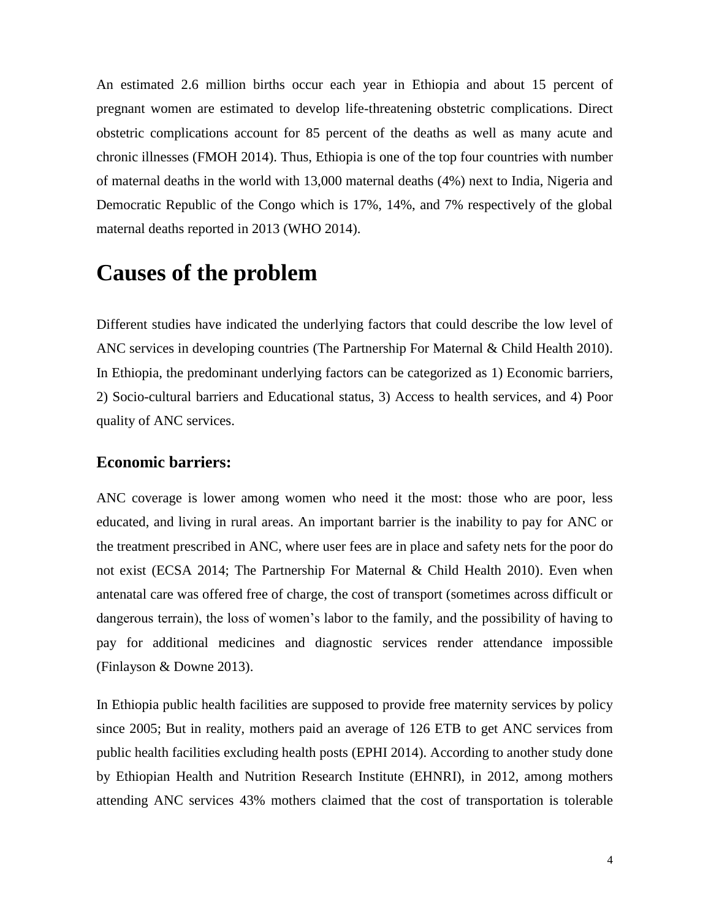An estimated 2.6 million births occur each year in Ethiopia and about 15 percent of pregnant women are estimated to develop life-threatening obstetric complications. Direct obstetric complications account for 85 percent of the deaths as well as many acute and chronic illnesses (FMOH 2014). Thus, Ethiopia is one of the top four countries with number of maternal deaths in the world with 13,000 maternal deaths (4%) next to India, Nigeria and Democratic Republic of the Congo which is 17%, 14%, and 7% respectively of the global maternal deaths reported in 2013 (WHO 2014).

# Causes of the problem

Different studies have indicated the underlying factors that could describe the low level of ANC services in developing countries (The Partnership For Maternal & Child Health 2010). In Ethiopia, the predominant underlying factors can be categorized as 1) Economic barriers, 2) Socio-cultural barriers and Educational status, 3) Access to health services, and 4) Poor quality of ANC services.

## Economic barriers:

ANC coverage is lower among women who need it the most: those who are poor, less educated, and living in rural areas. An important barrier is the inability to pay for ANC or the treatment prescribed in ANC, where user fees are in place and safety nets for the poor do not exist (ECSA 2014; The Partnership For Maternal & Child Health 2010). Even when antenatal care was offered free of charge, the cost of transport (sometimes across difficult or dangerous terrain), the loss of women's labor to the family, and the possibility of having to pay for additional medicines and diagnostic services render attendance impossible (Finlayson & Downe 2013).

In Ethiopia public health facilities are supposed to provide free maternity services by policy since 2005; But in reality, mothers paid an average of 126 ETB to get ANC services from public health facilities excluding health posts (EPHI 2014). According to another study done by Ethiopian Health and Nutrition Research Institute (EHNRI), in 2012, among mothers attending ANC services 43% mothers claimed that the cost of transportation is tolerable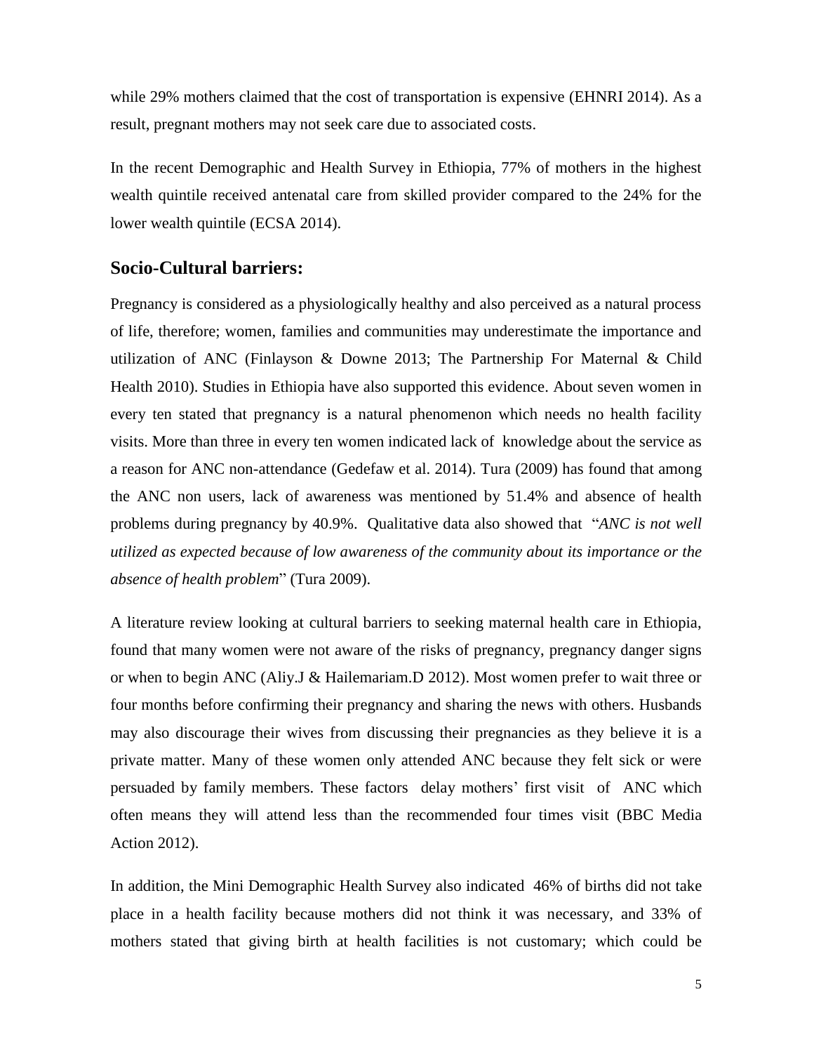while 29% mothers claimed that the cost of transportation is expensive (EHNRI 2014). As a result, pregnant mothers may not seek care due to associated costs.

In the recent Demographic and Health Survey in Ethiopia, 77% of mothers in the highest wealth quintile received antenatal care from skilled provider compared to the 24% for the lower wealth quintile (ECSA 2014).

## Socio-Cultural barriers:

Pregnancy is considered as a physiologically healthy and also perceived as a natural process of life, therefore; women, families and communities may underestimate the importance and utilization of ANC (Finlayson & Downe 2013; The Partnership For Maternal & Child Health 2010). Studies in Ethiopia have also supported this evidence. About seven women in every ten stated that pregnancy is a natural phenomenon which needs no health facility visits. More than three in every ten women indicated lack of knowledge about the service as a reason for ANC non-attendance (Gedefaw et al. 2014). Tura (2009) has found that among the ANC non users, lack of awareness was mentioned by 51.4% and absence of health problems during pregnancy by 40.9%. Qualitative data also showed that "*ANC is not well utilized as expected because of low awareness of the community about its importance or the absence of health problem*" (Tura 2009).

A literature review looking at cultural barriers to seeking maternal health care in Ethiopia, found that many women were not aware of the risks of pregnancy, pregnancy danger signs or when to begin ANC (Aliy.J & Hailemariam.D 2012). Most women prefer to wait three or four months before confirming their pregnancy and sharing the news with others. Husbands may also discourage their wives from discussing their pregnancies as they believe it is a private matter. Many of these women only attended ANC because they felt sick or were persuaded by family members. These factors delay mothers' first visit of ANC which often means they will attend less than the recommended four times visit (BBC Media Action 2012).

In addition, the Mini Demographic Health Survey also indicated 46% of births did not take place in a health facility because mothers did not think it was necessary, and 33% of mothers stated that giving birth at health facilities is not customary; which could be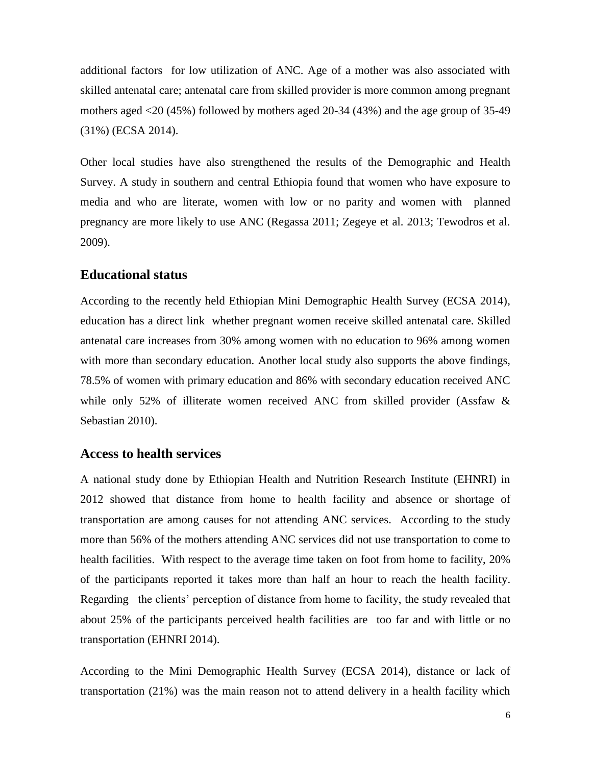additional factors for low utilization of ANC. Age of a mother was also associated with skilled antenatal care; antenatal care from skilled provider is more common among pregnant mothers aged <20 (45%) followed by mothers aged 20-34 (43%) and the age group of 35-49 (31%) (ECSA 2014).

Other local studies have also strengthened the results of the Demographic and Health Survey. A study in southern and central Ethiopia found that women who have exposure to media and who are literate, women with low or no parity and women with planned pregnancy are more likely to use ANC (Regassa 2011; Zegeye et al. 2013; Tewodros et al. 2009).

## Educational status

According to the recently held Ethiopian Mini Demographic Health Survey (ECSA 2014), education has a direct link whether pregnant women receive skilled antenatal care. Skilled antenatal care increases from 30% among women with no education to 96% among women with more than secondary education. Another local study also supports the above findings, 78.5% of women with primary education and 86% with secondary education received ANC while only 52% of illiterate women received ANC from skilled provider (Assfaw & Sebastian 2010).

## Access to health services

A national study done by Ethiopian Health and Nutrition Research Institute (EHNRI) in 2012 showed that distance from home to health facility and absence or shortage of transportation are among causes for not attending ANC services. According to the study more than 56% of the mothers attending ANC services did not use transportation to come to health facilities. With respect to the average time taken on foot from home to facility, 20% of the participants reported it takes more than half an hour to reach the health facility. Regarding the clients' perception of distance from home to facility, the study revealed that about 25% of the participants perceived health facilities are too far and with little or no transportation (EHNRI 2014).

According to the Mini Demographic Health Survey (ECSA 2014), distance or lack of transportation (21%) was the main reason not to attend delivery in a health facility which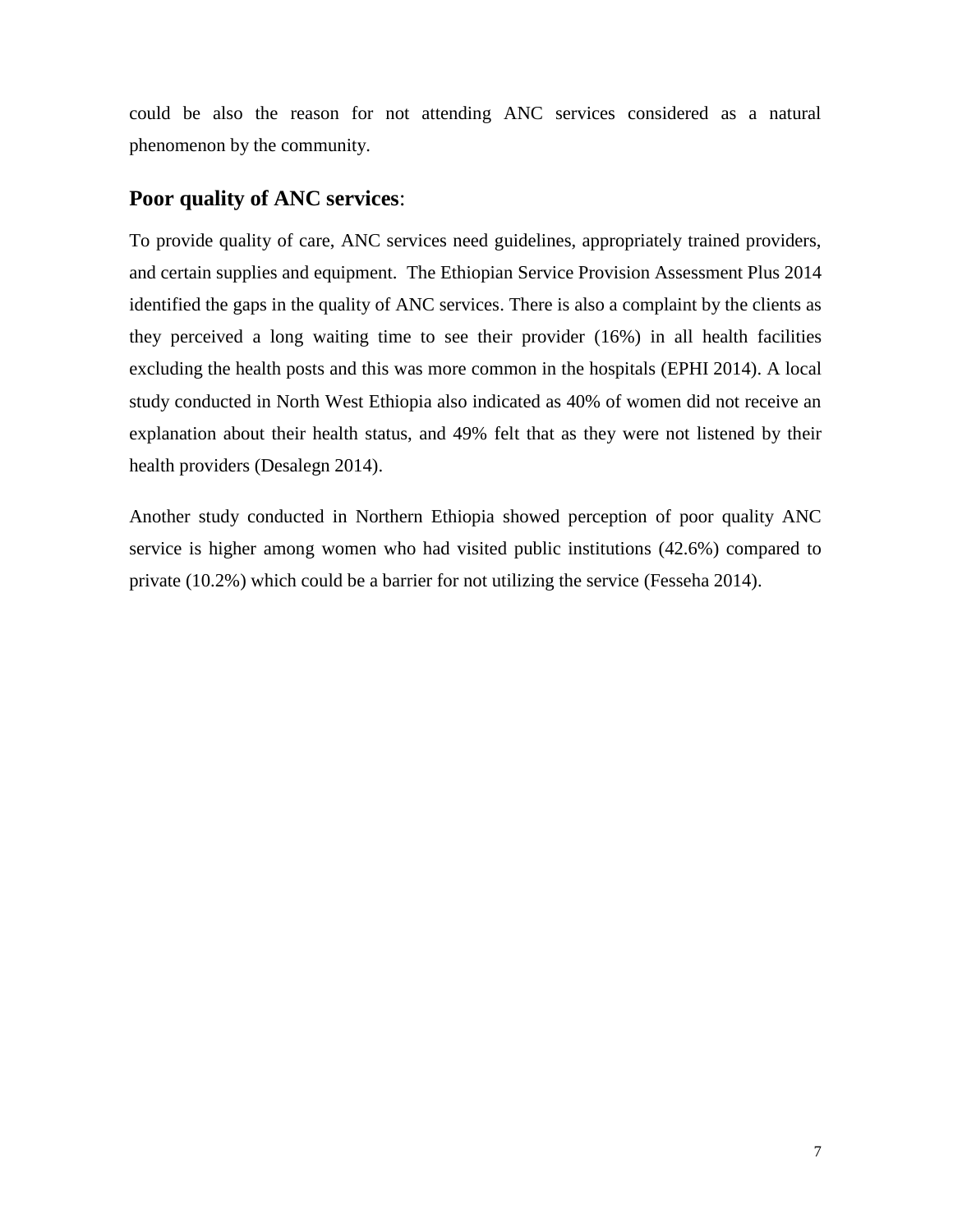could be also the reason for not attending ANC services considered as a natural phenomenon by the community.

### **Poor quality of ANC services**:

To provide quality of care, ANC services need guidelines, appropriately trained providers, and certain supplies and equipment. The Ethiopian Service Provision Assessment Plus 2014 identified the gaps in the quality of ANC services. There is also a complaint by the clients as they perceived a long waiting time to see their provider (16%) in all health facilities excluding the health posts and this was more common in the hospitals (EPHI 2014). A local study conducted in North West Ethiopia also indicated as 40% of women did not receive an explanation about their health status, and 49% felt that as they were not listened by their health providers (Desalegn 2014).

Another study conducted in Northern Ethiopia showed perception of poor quality ANC service is higher among women who had visited public institutions (42.6%) compared to private (10.2%) which could be a barrier for not utilizing the service (Fesseha 2014).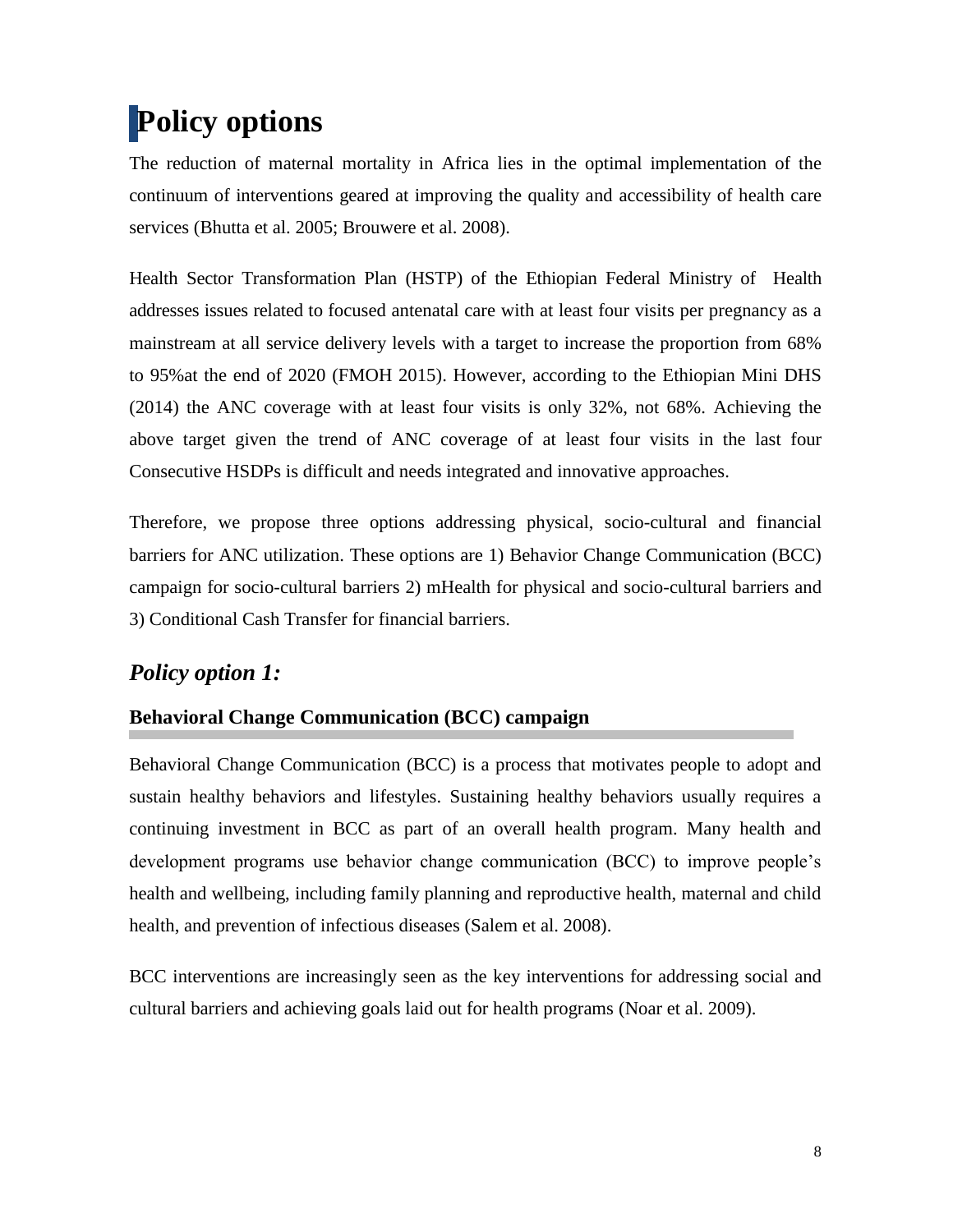# Policy options

The reduction of maternal mortality in Africa lies in the optimal implementation of the continuum of interventions geared at improving the quality and accessibility of health care services (Bhutta et al. 2005; Brouwere et al. 2008).

Health Sector Transformation Plan (HSTP) of the Ethiopian Federal Ministry of Health addresses issues related to focused antenatal care with at least four visits per pregnancy as a mainstream at all service delivery levels with a target to increase the proportion from 68% to 95%at the end of 2020 (FMOH 2015). However, according to the Ethiopian Mini DHS (2014) the ANC coverage with at least four visits is only 32%, not 68%. Achieving the above target given the trend of ANC coverage of at least four visits in the last four Consecutive HSDPs is difficult and needs integrated and innovative approaches.

Therefore, we propose three options addressing physical, socio-cultural and financial barriers for ANC utilization. These options are 1) Behavior Change Communication (BCC) campaign for socio-cultural barriers 2) mHealth for physical and socio-cultural barriers and 3) Conditional Cash Transfer for financial barriers.

## *Policy option 1:*

### Behavioral Change Communication (BCC) campaign

Behavioral Change Communication (BCC) is a process that motivates people to adopt and sustain healthy behaviors and lifestyles. Sustaining healthy behaviors usually requires a continuing investment in BCC as part of an overall health program. Many health and development programs use behavior change communication (BCC) to improve people's health and wellbeing, including family planning and reproductive health, maternal and child health, and prevention of infectious diseases (Salem et al. 2008).

BCC interventions are increasingly seen as the key interventions for addressing social and cultural barriers and achieving goals laid out for health programs (Noar et al. 2009).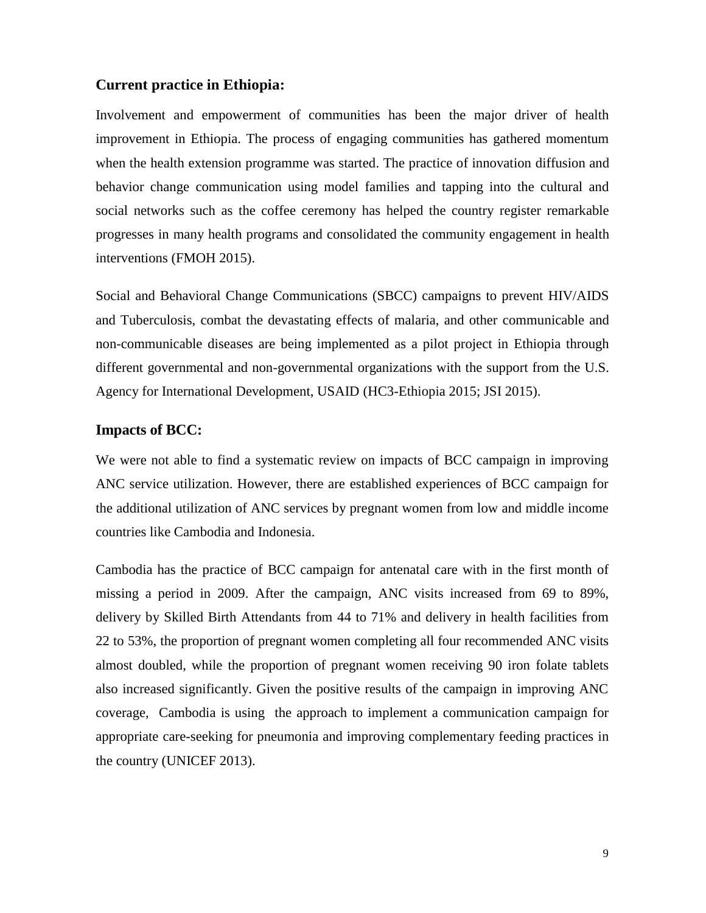## Current practice in Ethiopia:

Involvement and empowerment of communities has been the major driver of health improvement in Ethiopia. The process of engaging communities has gathered momentum when the health extension programme was started. The practice of innovation diffusion and behavior change communication using model families and tapping into the cultural and social networks such as the coffee ceremony has helped the country register remarkable progresses in many health programs and consolidated the community engagement in health interventions (FMOH 2015).

Social and Behavioral Change Communications (SBCC) campaigns to prevent HIV/AIDS and Tuberculosis, combat the devastating effects of malaria, and other communicable and non-communicable diseases are being implemented as a pilot project in Ethiopia through different governmental and non-governmental organizations with the support from the U.S. Agency for International Development, USAID (HC3-Ethiopia 2015; JSI 2015).

## Impacts of BCC:

We were not able to find a systematic review on impacts of BCC campaign in improving ANC service utilization. However, there are established experiences of BCC campaign for the additional utilization of ANC services by pregnant women from low and middle income countries like Cambodia and Indonesia.

Cambodia has the practice of BCC campaign for antenatal care with in the first month of missing a period in 2009. After the campaign, ANC visits increased from 69 to 89%, delivery by Skilled Birth Attendants from 44 to 71% and delivery in health facilities from 22 to 53%, the proportion of pregnant women completing all four recommended ANC visits almost doubled, while the proportion of pregnant women receiving 90 iron folate tablets also increased significantly. Given the positive results of the campaign in improving ANC coverage, Cambodia is using the approach to implement a communication campaign for appropriate care-seeking for pneumonia and improving complementary feeding practices in the country (UNICEF 2013).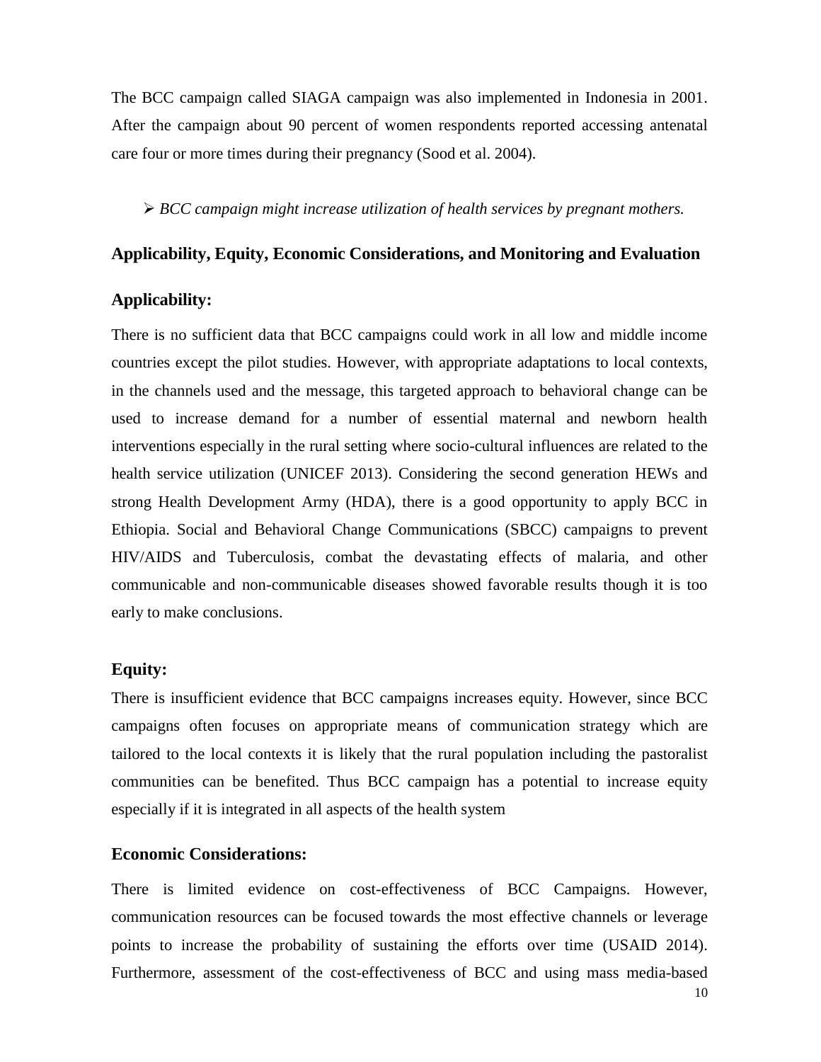The BCC campaign called SIAGA campaign was also implemented in Indonesia in 2001. After the campaign about 90 percent of women respondents reported accessing antenatal care four or more times during their pregnancy (Sood et al. 2004).

- *BCC campaign might increase utilization of health services by pregnant mothers.*

## Applicability, Equity, Economic Considerations, and Monitoring and Evaluation

### Applicability:

There is no sufficient data that BCC campaigns could work in all low and middle income countries except the pilot studies. However, with appropriate adaptations to local contexts, in the channels used and the message, this targeted approach to behavioral change can be used to increase demand for a number of essential maternal and newborn health interventions especially in the rural setting where socio-cultural influences are related to the health service utilization (UNICEF 2013). Considering the second generation HEWs and strong Health Development Army (HDA), there is a good opportunity to apply BCC in Ethiopia. Social and Behavioral Change Communications (SBCC) campaigns to prevent HIV/AIDS and Tuberculosis, combat the devastating effects of malaria, and other communicable and non-communicable diseases showed favorable results though it is too early to make conclusions.

### Equity:

There is insufficient evidence that BCC campaigns increases equity. However, since BCC campaigns often focuses on appropriate means of communication strategy which are tailored to the local contexts it is likely that the rural population including the pastoralist communities can be benefited. Thus BCC campaign has a potential to increase equity especially if it is integrated in all aspects of the health system

### Economic Considerations:

There is limited evidence on cost-effectiveness of BCC Campaigns. However, communication resources can be focused towards the most effective channels or leverage points to increase the probability of sustaining the efforts over time (USAID 2014). Furthermore, assessment of the cost-effectiveness of BCC and using mass media-based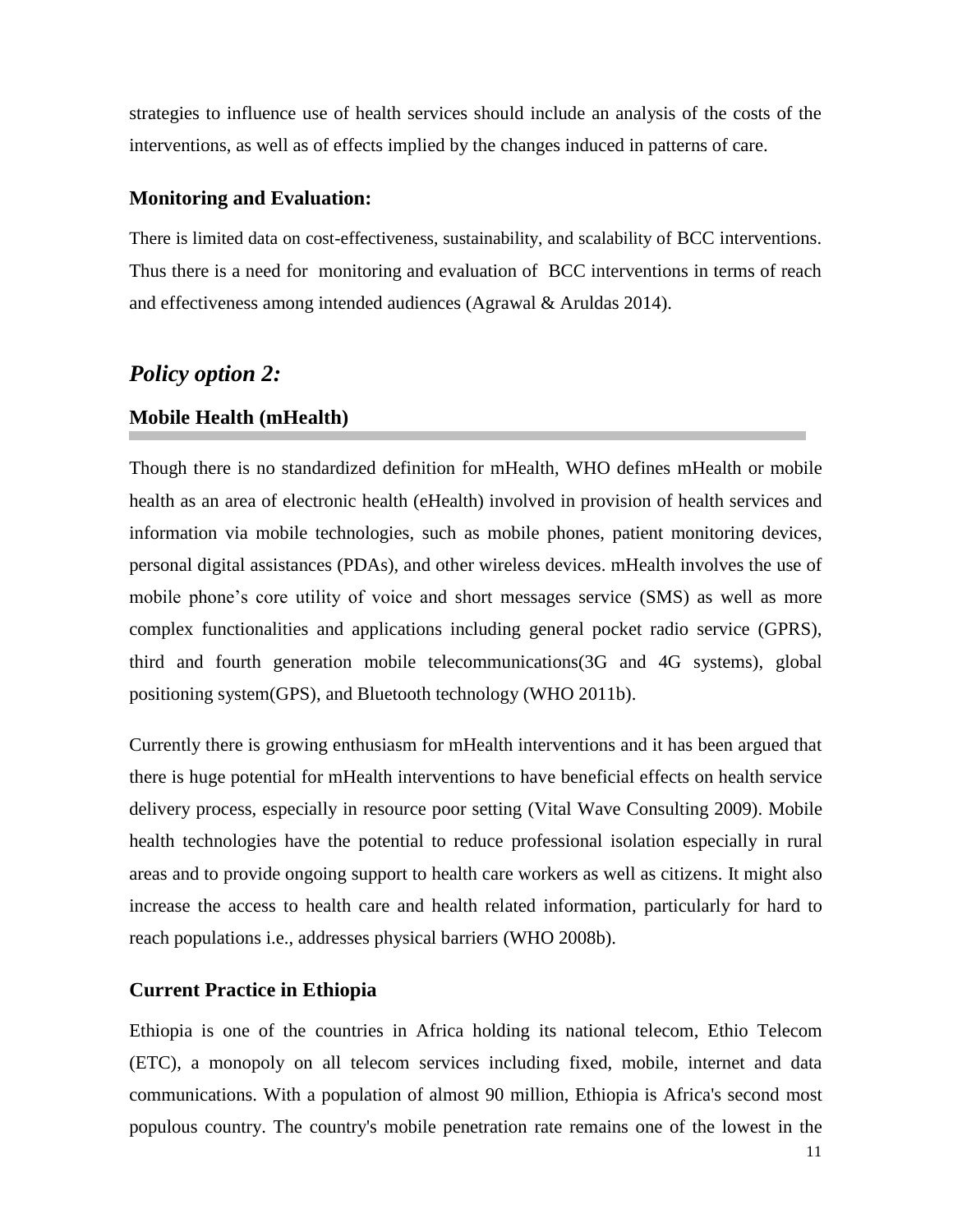strategies to influence use of health services should include an analysis of the costs of the interventions, as well as of effects implied by the changes induced in patterns of care.

### Monitoring and Evaluation:

There is limited data on cost-effectiveness, sustainability, and scalability of BCC interventions. Thus there is a need for monitoring and evaluation of BCC interventions in terms of reach and effectiveness among intended audiences (Agrawal & Aruldas 2014).

## *Policy option 2:*

### Mobile Health (mHealth)

Though there is no standardized definition for mHealth, WHO defines mHealth or mobile health as an area of electronic health (eHealth) involved in provision of health services and information via mobile technologies, such as mobile phones, patient monitoring devices, personal digital assistances (PDAs), and other wireless devices. mHealth involves the use of mobile phone's core utility of voice and short messages service (SMS) as well as more complex functionalities and applications including general pocket radio service (GPRS), third and fourth generation mobile telecommunications(3G and 4G systems), global positioning system(GPS), and Bluetooth technology (WHO 2011b).

Currently there is growing enthusiasm for mHealth interventions and it has been argued that there is huge potential for mHealth interventions to have beneficial effects on health service delivery process, especially in resource poor setting (Vital Wave Consulting 2009). Mobile health technologies have the potential to reduce professional isolation especially in rural areas and to provide ongoing support to health care workers as well as citizens. It might also increase the access to health care and health related information, particularly for hard to reach populations i.e., addresses physical barriers (WHO 2008b).

### Current Practice in Ethiopia

Ethiopia is one of the countries in Africa holding its national telecom, Ethio Telecom (ETC), a monopoly on all telecom services including fixed, mobile, internet and data communications. With a population of almost 90 million, Ethiopia is Africa's second most populous country. The country's mobile penetration rate remains one of the lowest in the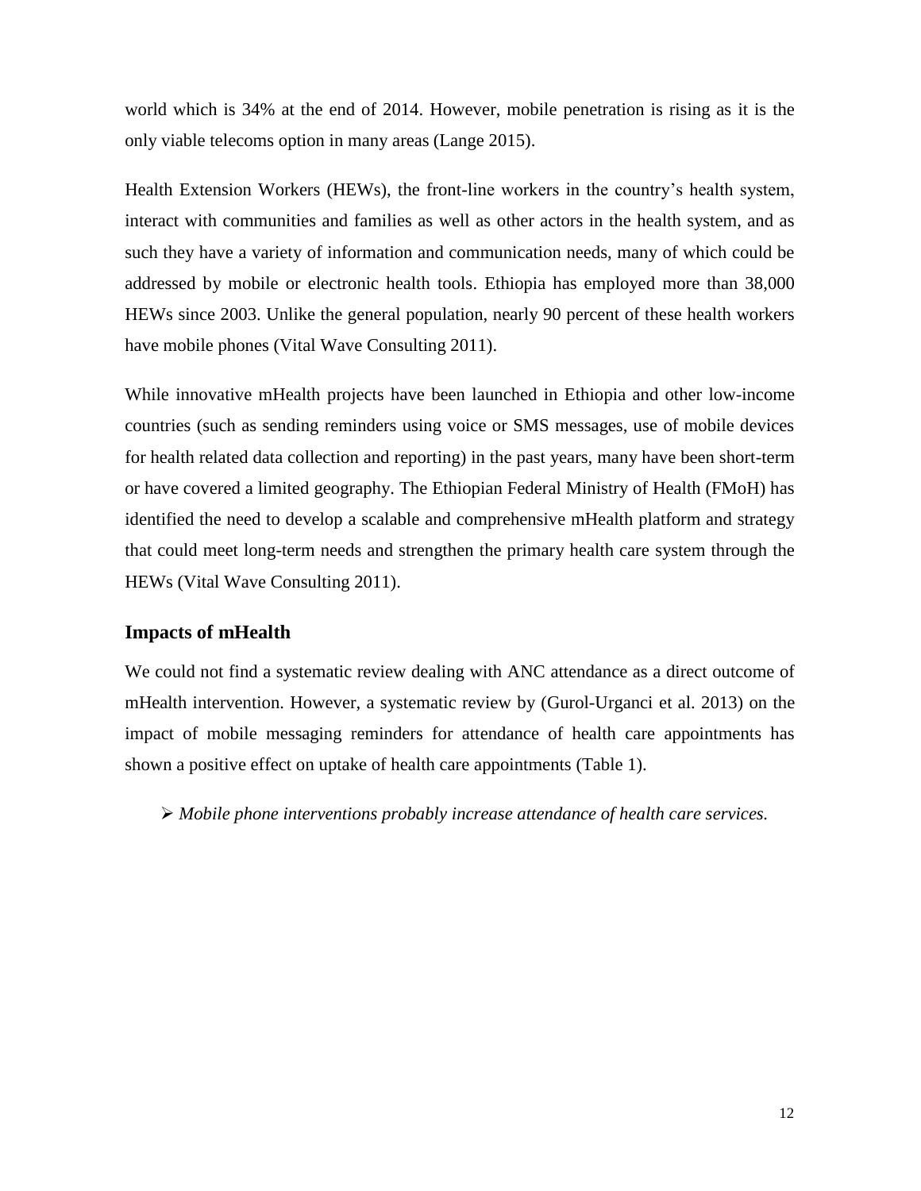world which is 34% at the end of 2014. However, mobile penetration is rising as it is the only viable telecoms option in many areas (Lange 2015).

Health Extension Workers (HEWs), the front-line workers in the country's health system, interact with communities and families as well as other actors in the health system, and as such they have a variety of information and communication needs, many of which could be addressed by mobile or electronic health tools. Ethiopia has employed more than 38,000 HEWs since 2003. Unlike the general population, nearly 90 percent of these health workers have mobile phones (Vital Wave Consulting 2011).

While innovative mHealth projects have been launched in Ethiopia and other low-income countries (such as sending reminders using voice or SMS messages, use of mobile devices for health related data collection and reporting) in the past years, many have been short-term or have covered a limited geography. The Ethiopian Federal Ministry of Health (FMoH) has identified the need to develop a scalable and comprehensive mHealth platform and strategy that could meet long-term needs and strengthen the primary health care system through the HEWs (Vital Wave Consulting 2011).

### Impacts of mHealth

We could not find a systematic review dealing with ANC attendance as a direct outcome of mHealth intervention. However, a systematic review by (Gurol-Urganci et al. 2013) on the impact of mobile messaging reminders for attendance of health care appointments has shown a positive effect on uptake of health care appointments (Table 1).

- *Mobile phone interventions probably increase attendance of health care services.*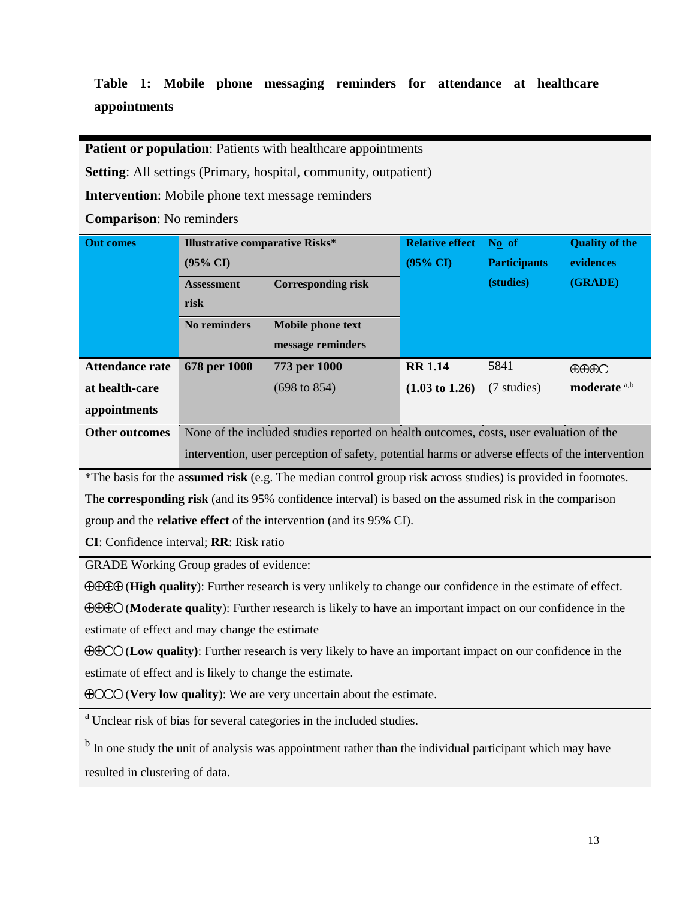**Table 1: Mobile phone messaging reminders for attendance at healthcare appointments**

**Patient or population**: Patients with healthcare appointments

**Setting**: All settings (Primary, hospital, community, outpatient)

**Intervention**: Mobile phone text message reminders

**Comparison**: No reminders

| Out comes | Illustrative comparative Risks* (95% CI) | | Relative effect (95% CI) | No of Participants (studies) | Quality of the evidences (GRADE) |
|---|---|---|---|---|---|
| | Assessment risk | Corresponding risk | | | |
| | No reminders | Mobile phone text message reminders | | | |
| **Attendance rate at health-care appointments** | **678 per 1000** | **773 per 1000** (698 to 854) | **RR 1.14** **(1.03 to 1.26)** | 5841 (7 studies) | ⊕⊕⊕◯ **moderate** [a,b] |
| **Other outcomes** | None of the included studies reported on health outcomes, costs, user evaluation of the intervention, user perception of safety, potential harms or adverse effects of the intervention | | | | |

*The basis for the **assumed risk** (e.g. The median control group risk across studies) is provided in footnotes. The **corresponding risk** (and its 95% confidence interval) is based on the assumed risk in the comparison group and the **relative effect** of the intervention (and its 95% CI).

**CI**: Confidence interval; **RR**: Risk ratio

GRADE Working Group grades of evidence:

⊕⊕⊕⊕ (**High quality**): Further research is very unlikely to change our confidence in the estimate of effect.

⊕⊕⊕◯ (**Moderate quality**): Further research is likely to have an important impact on our confidence in the estimate of effect and may change the estimate

⊕⊕◯◯ (**Low quality**): Further research is very likely to have an important impact on our confidence in the estimate of effect and is likely to change the estimate.

⊕◯◯◯ (**Very low quality**): We are very uncertain about the estimate.

[a] Unclear risk of bias for several categories in the included studies.

[b] In one study the unit of analysis was appointment rather than the individual participant which may have resulted in clustering of data.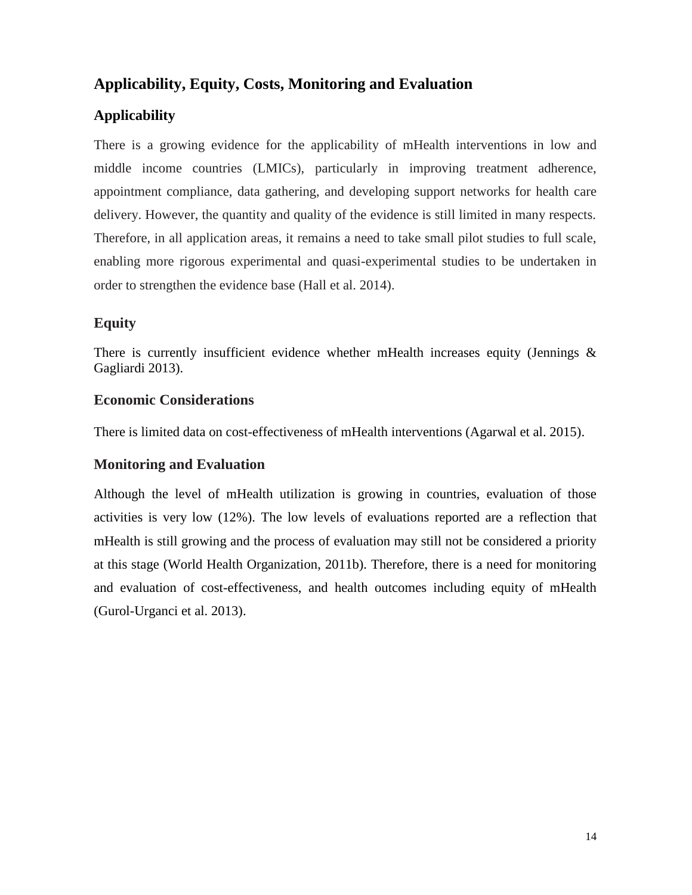## Applicability, Equity, Costs, Monitoring and Evaluation

### Applicability

There is a growing evidence for the applicability of mHealth interventions in low and middle income countries (LMICs), particularly in improving treatment adherence, appointment compliance, data gathering, and developing support networks for health care delivery. However, the quantity and quality of the evidence is still limited in many respects. Therefore, in all application areas, it remains a need to take small pilot studies to full scale, enabling more rigorous experimental and quasi-experimental studies to be undertaken in order to strengthen the evidence base (Hall et al. 2014).

### Equity

There is currently insufficient evidence whether mHealth increases equity (Jennings & Gagliardi 2013).

### Economic Considerations

There is limited data on cost-effectiveness of mHealth interventions (Agarwal et al. 2015).

### Monitoring and Evaluation

Although the level of mHealth utilization is growing in countries, evaluation of those activities is very low (12%). The low levels of evaluations reported are a reflection that mHealth is still growing and the process of evaluation may still not be considered a priority at this stage (World Health Organization, 2011b). Therefore, there is a need for monitoring and evaluation of cost-effectiveness, and health outcomes including equity of mHealth (Gurol-Urganci et al. 2013).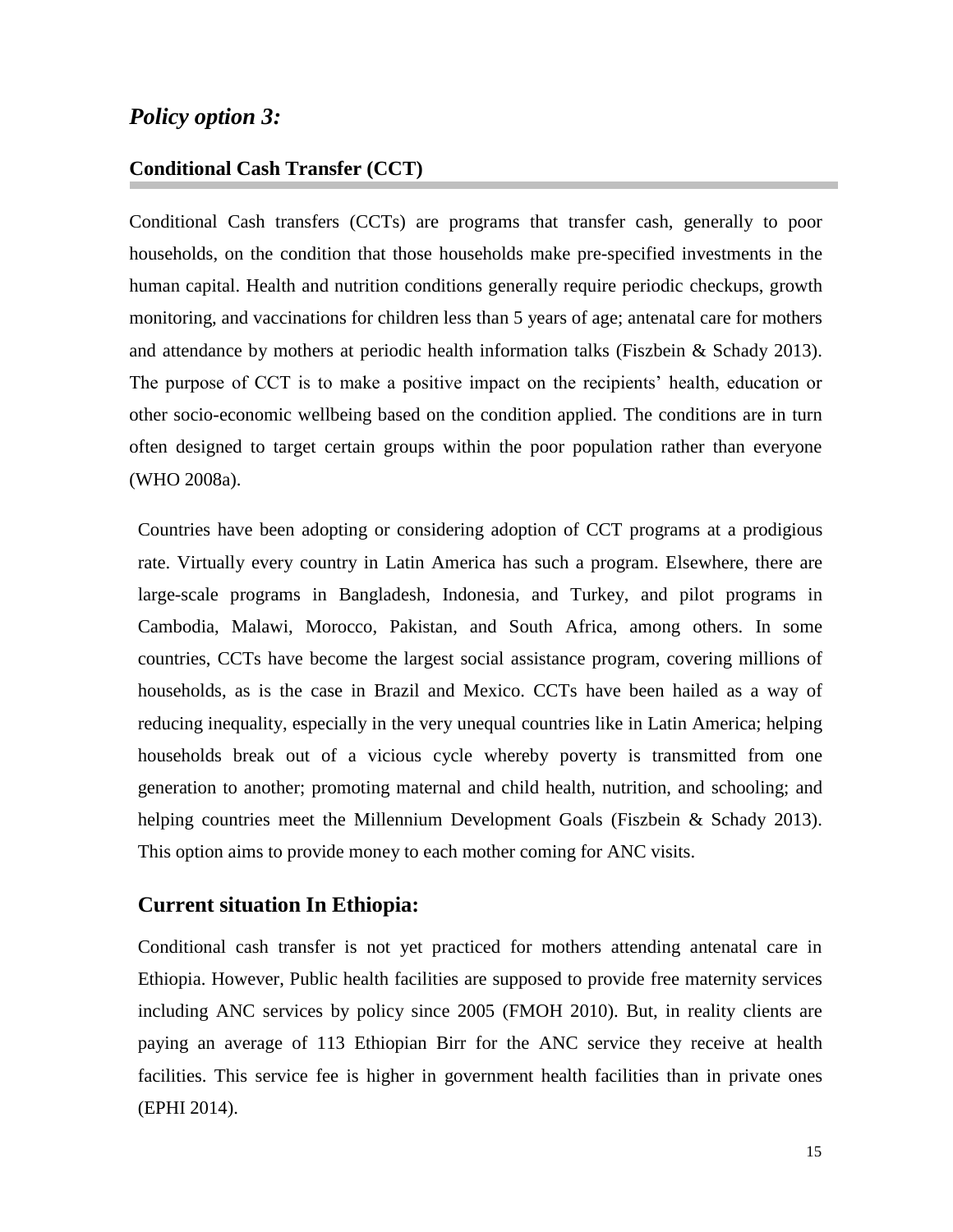## *Policy option 3:*

### Conditional Cash Transfer (CCT)

Conditional Cash transfers (CCTs) are programs that transfer cash, generally to poor households, on the condition that those households make pre-specified investments in the human capital. Health and nutrition conditions generally require periodic checkups, growth monitoring, and vaccinations for children less than 5 years of age; antenatal care for mothers and attendance by mothers at periodic health information talks (Fiszbein & Schady 2013). The purpose of CCT is to make a positive impact on the recipients' health, education or other socio-economic wellbeing based on the condition applied. The conditions are in turn often designed to target certain groups within the poor population rather than everyone (WHO 2008a).

Countries have been adopting or considering adoption of CCT programs at a prodigious rate. Virtually every country in Latin America has such a program. Elsewhere, there are large-scale programs in Bangladesh, Indonesia, and Turkey, and pilot programs in Cambodia, Malawi, Morocco, Pakistan, and South Africa, among others. In some countries, CCTs have become the largest social assistance program, covering millions of households, as is the case in Brazil and Mexico. CCTs have been hailed as a way of reducing inequality, especially in the very unequal countries like in Latin America; helping households break out of a vicious cycle whereby poverty is transmitted from one generation to another; promoting maternal and child health, nutrition, and schooling; and helping countries meet the Millennium Development Goals (Fiszbein & Schady 2013). This option aims to provide money to each mother coming for ANC visits.

## Current situation In Ethiopia:

Conditional cash transfer is not yet practiced for mothers attending antenatal care in Ethiopia. However, Public health facilities are supposed to provide free maternity services including ANC services by policy since 2005 (FMOH 2010). But, in reality clients are paying an average of 113 Ethiopian Birr for the ANC service they receive at health facilities. This service fee is higher in government health facilities than in private ones (EPHI 2014).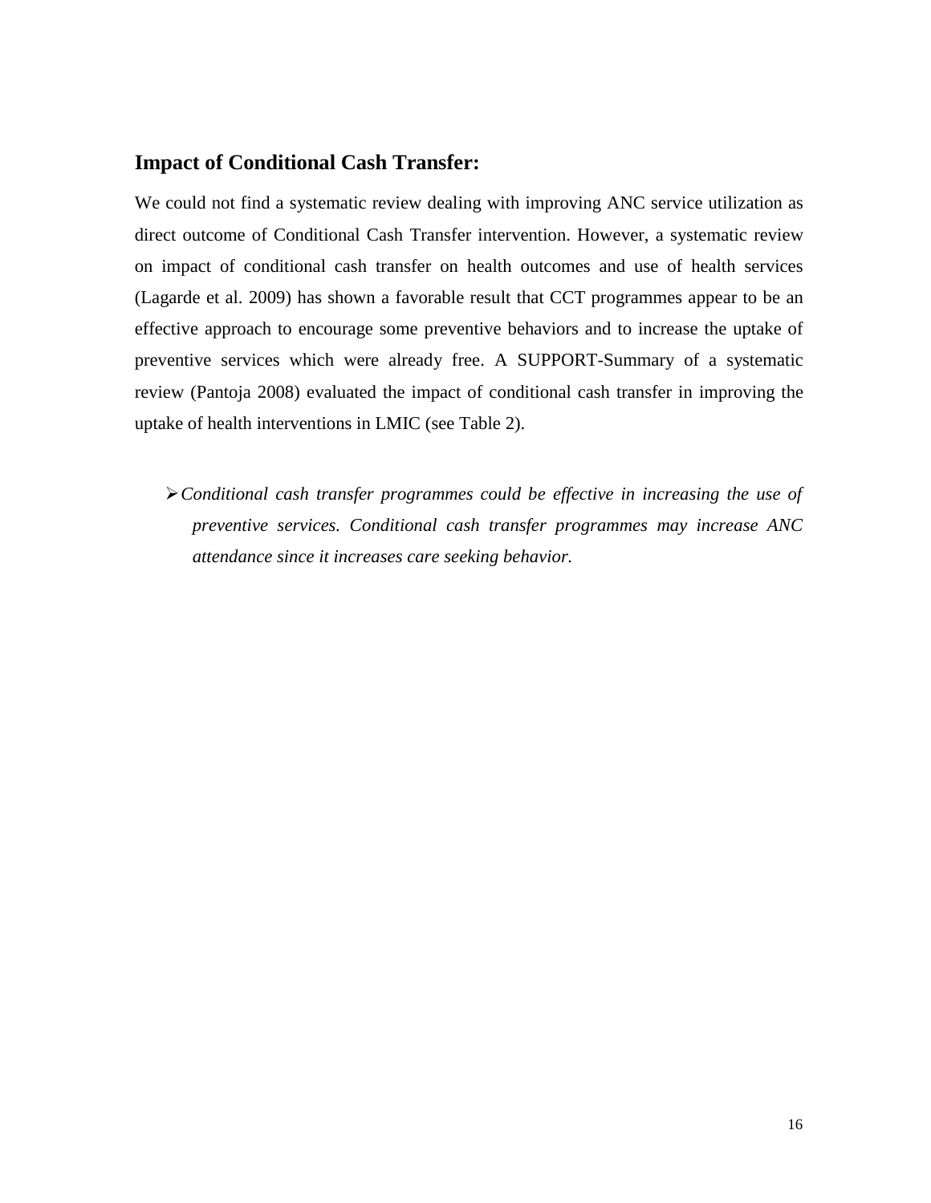## Impact of Conditional Cash Transfer:

We could not find a systematic review dealing with improving ANC service utilization as direct outcome of Conditional Cash Transfer intervention. However, a systematic review on impact of conditional cash transfer on health outcomes and use of health services (Lagarde et al. 2009) has shown a favorable result that CCT programmes appear to be an effective approach to encourage some preventive behaviors and to increase the uptake of preventive services which were already free. A SUPPORT-Summary of a systematic review (Pantoja 2008) evaluated the impact of conditional cash transfer in improving the uptake of health interventions in LMIC (see Table 2).

- *Conditional cash transfer programmes could be effective in increasing the use of preventive services. Conditional cash transfer programmes may increase ANC attendance since it increases care seeking behavior.*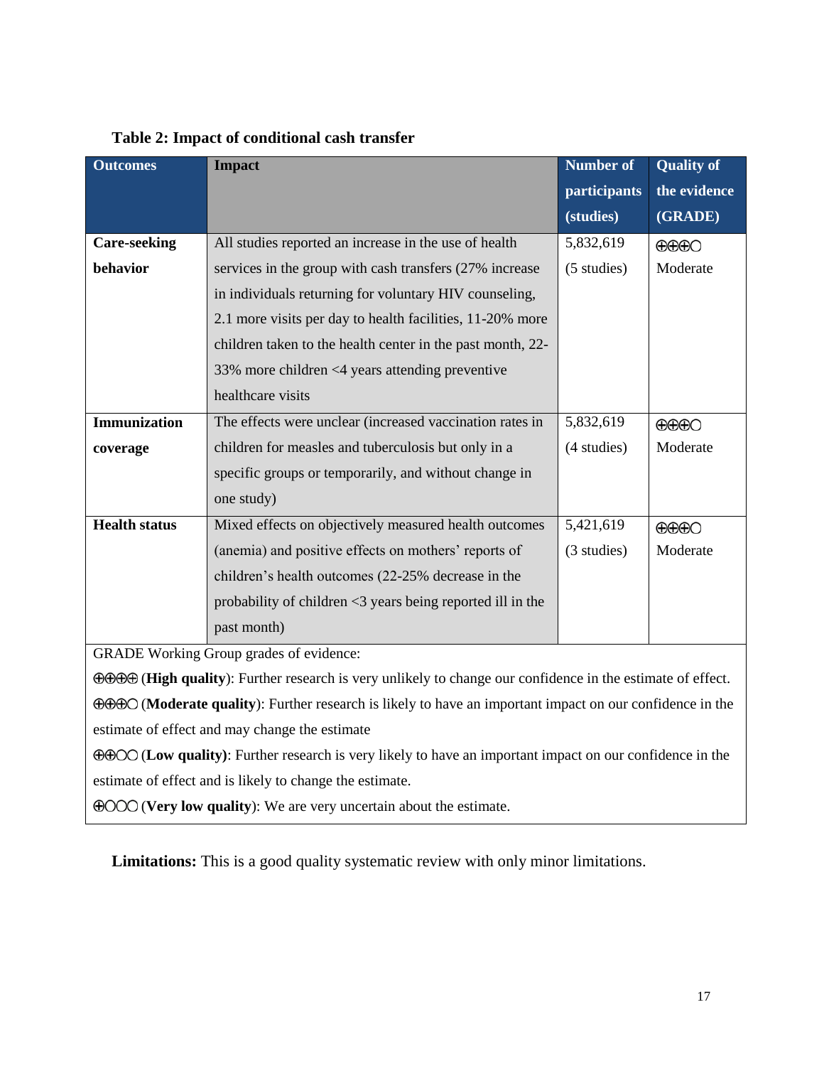**Table 2: Impact of conditional cash transfer**

| Outcomes | Impact | Number of participants (studies) | Quality of the evidence (GRADE) |
|---|---|---|---|
| **Care-seeking behavior** | All studies reported an increase in the use of health services in the group with cash transfers (27% increase in individuals returning for voluntary HIV counseling, 2.1 more visits per day to health facilities, 11-20% more children taken to the health center in the past month, 22-33% more children <4 years attending preventive healthcare visits | 5,832,619 (5 studies) | ⊕⊕⊕○ Moderate |
| **Immunization coverage** | The effects were unclear (increased vaccination rates in children for measles and tuberculosis but only in a specific groups or temporarily, and without change in one study) | 5,832,619 (4 studies) | ⊕⊕⊕○ Moderate |
| **Health status** | Mixed effects on objectively measured health outcomes (anemia) and positive effects on mothers' reports of children's health outcomes (22-25% decrease in the probability of children <3 years being reported ill in the past month) | 5,421,619 (3 studies) | ⊕⊕⊕○ Moderate |

GRADE Working Group grades of evidence:

⊕⊕⊕⊕ (**High quality**): Further research is very unlikely to change our confidence in the estimate of effect.

⊕⊕⊕○ (**Moderate quality**): Further research is likely to have an important impact on our confidence in the estimate of effect and may change the estimate

⊕⊕○○ (**Low quality**): Further research is very likely to have an important impact on our confidence in the estimate of effect and is likely to change the estimate.

⊕○○○ (**Very low quality**): We are very uncertain about the estimate.

**Limitations:** This is a good quality systematic review with only minor limitations.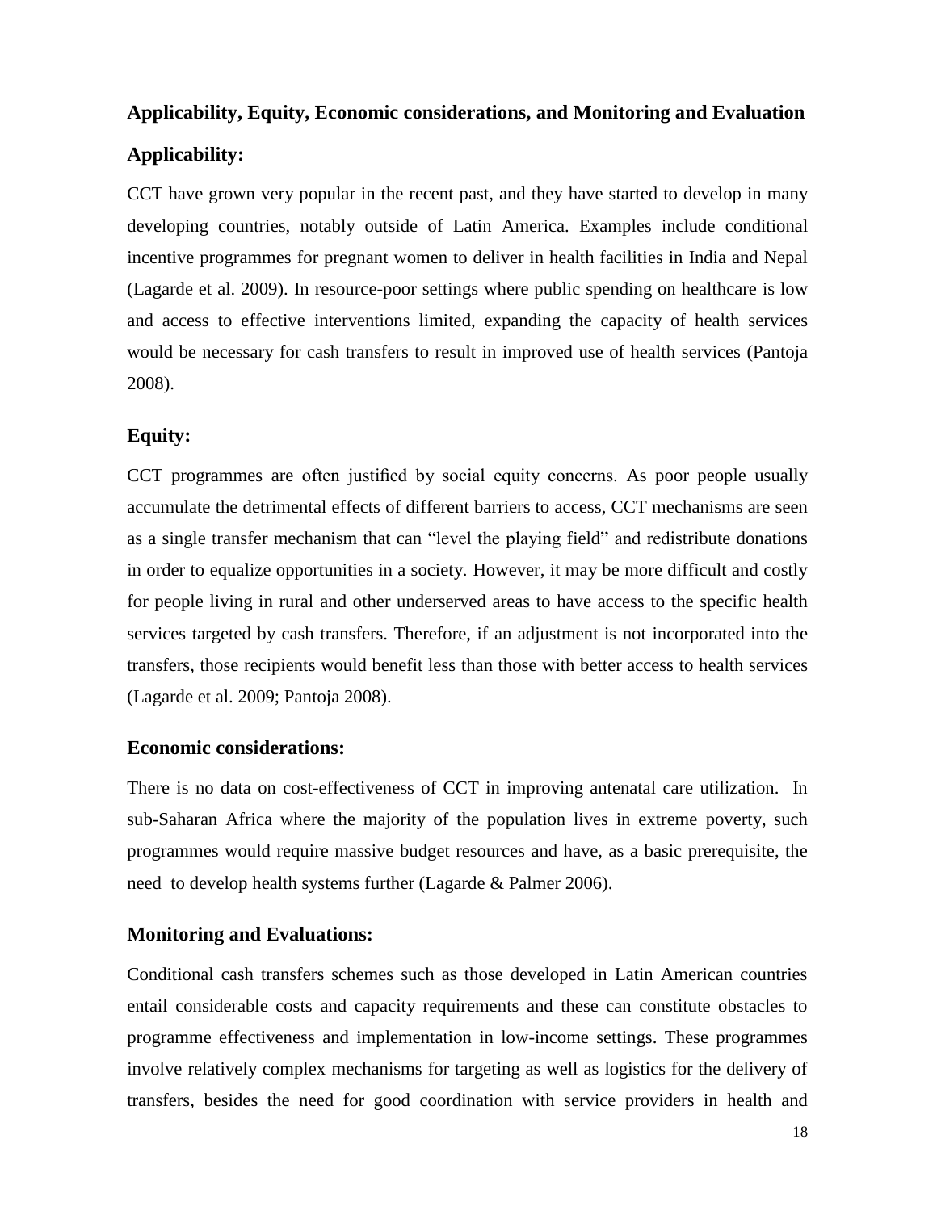## Applicability, Equity, Economic considerations, and Monitoring and Evaluation

### Applicability:

CCT have grown very popular in the recent past, and they have started to develop in many developing countries, notably outside of Latin America. Examples include conditional incentive programmes for pregnant women to deliver in health facilities in India and Nepal (Lagarde et al. 2009). In resource-poor settings where public spending on healthcare is low and access to effective interventions limited, expanding the capacity of health services would be necessary for cash transfers to result in improved use of health services (Pantoja 2008).

### Equity:

CCT programmes are often justified by social equity concerns. As poor people usually accumulate the detrimental effects of different barriers to access, CCT mechanisms are seen as a single transfer mechanism that can "level the playing field" and redistribute donations in order to equalize opportunities in a society. However, it may be more difficult and costly for people living in rural and other underserved areas to have access to the specific health services targeted by cash transfers. Therefore, if an adjustment is not incorporated into the transfers, those recipients would benefit less than those with better access to health services (Lagarde et al. 2009; Pantoja 2008).

### Economic considerations:

There is no data on cost-effectiveness of CCT in improving antenatal care utilization. In sub-Saharan Africa where the majority of the population lives in extreme poverty, such programmes would require massive budget resources and have, as a basic prerequisite, the need to develop health systems further (Lagarde & Palmer 2006).

### Monitoring and Evaluations:

Conditional cash transfers schemes such as those developed in Latin American countries entail considerable costs and capacity requirements and these can constitute obstacles to programme effectiveness and implementation in low-income settings. These programmes involve relatively complex mechanisms for targeting as well as logistics for the delivery of transfers, besides the need for good coordination with service providers in health and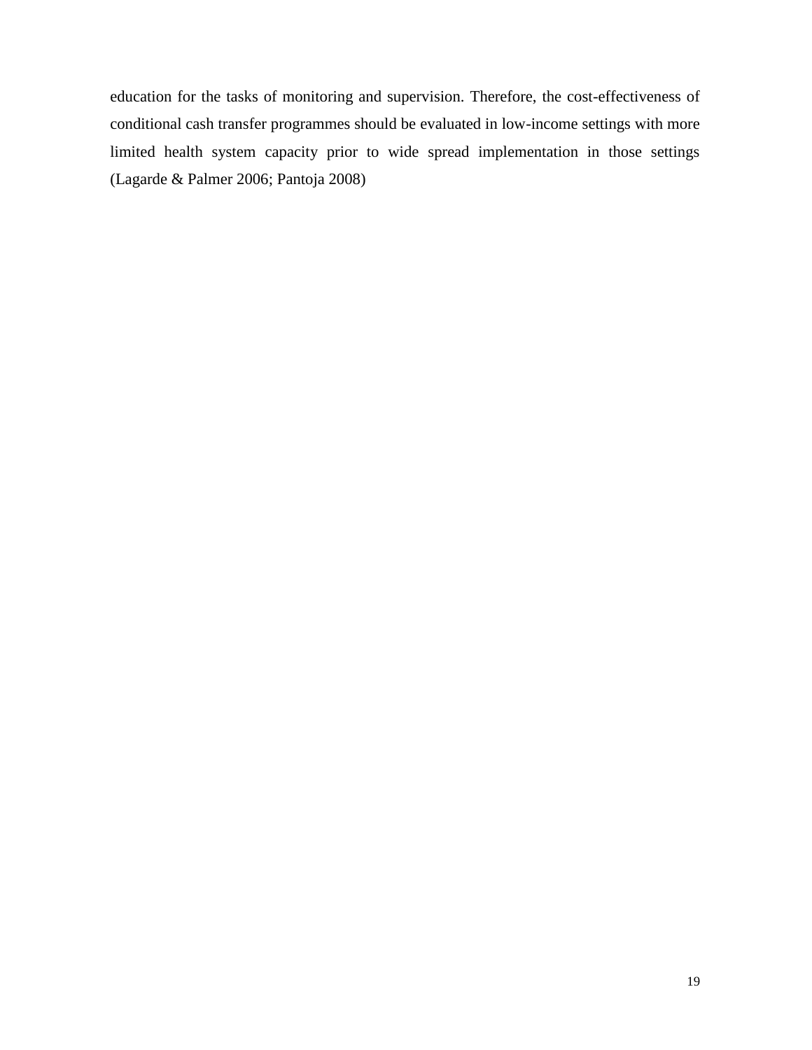education for the tasks of monitoring and supervision. Therefore, the cost-effectiveness of conditional cash transfer programmes should be evaluated in low-income settings with more limited health system capacity prior to wide spread implementation in those settings (Lagarde & Palmer 2006; Pantoja 2008)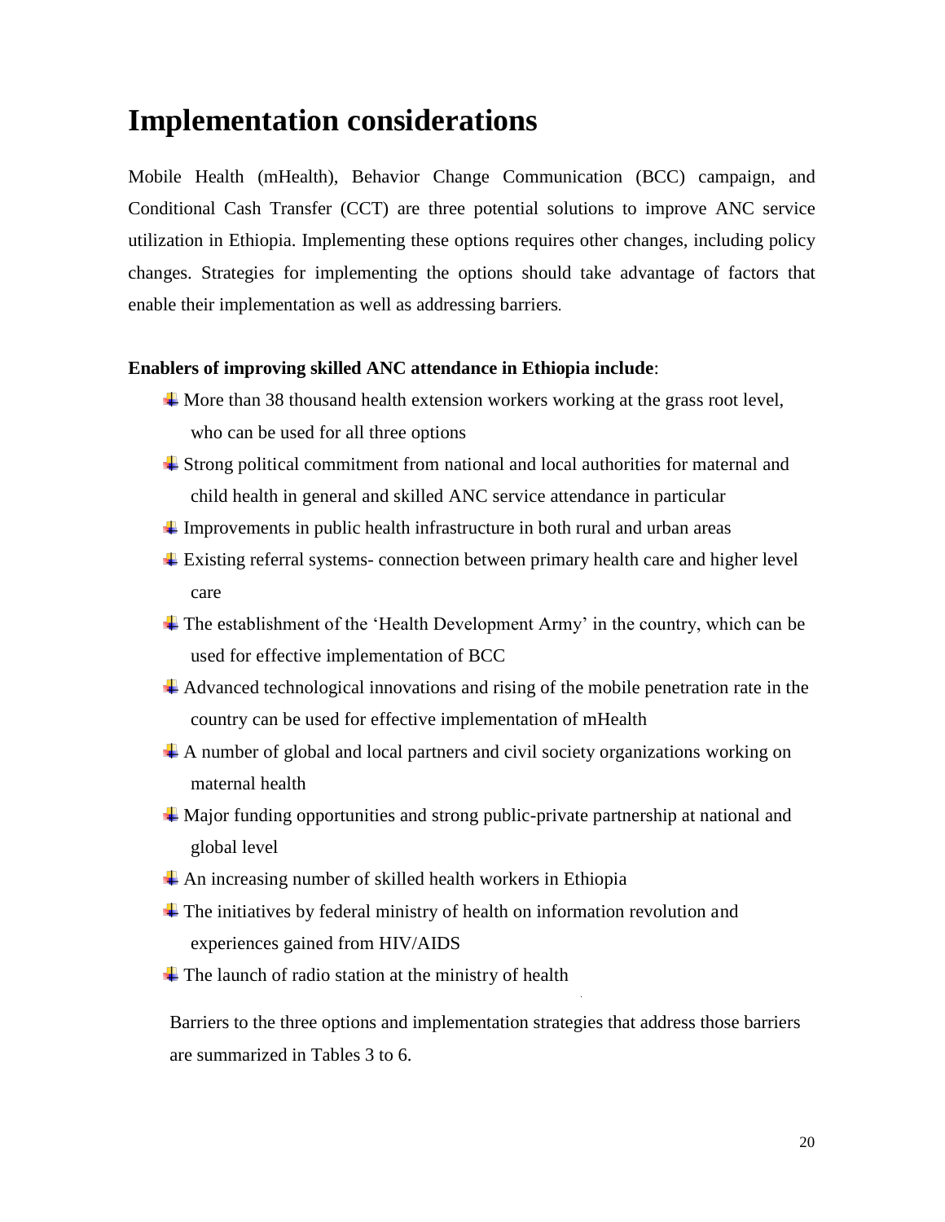# Implementation considerations

Mobile Health (mHealth), Behavior Change Communication (BCC) campaign, and Conditional Cash Transfer (CCT) are three potential solutions to improve ANC service utilization in Ethiopia. Implementing these options requires other changes, including policy changes. Strategies for implementing the options should take advantage of factors that enable their implementation as well as addressing barriers.

**Enablers of improving skilled ANC attendance in Ethiopia include**:

- More than 38 thousand health extension workers working at the grass root level, who can be used for all three options
- Strong political commitment from national and local authorities for maternal and child health in general and skilled ANC service attendance in particular
- Improvements in public health infrastructure in both rural and urban areas
- Existing referral systems- connection between primary health care and higher level care
- The establishment of the 'Health Development Army' in the country, which can be used for effective implementation of BCC
- Advanced technological innovations and rising of the mobile penetration rate in the country can be used for effective implementation of mHealth
- A number of global and local partners and civil society organizations working on maternal health
- Major funding opportunities and strong public-private partnership at national and global level
- An increasing number of skilled health workers in Ethiopia
- The initiatives by federal ministry of health on information revolution and experiences gained from HIV/AIDS
- The launch of radio station at the ministry of health

Barriers to the three options and implementation strategies that address those barriers are summarized in Tables 3 to 6.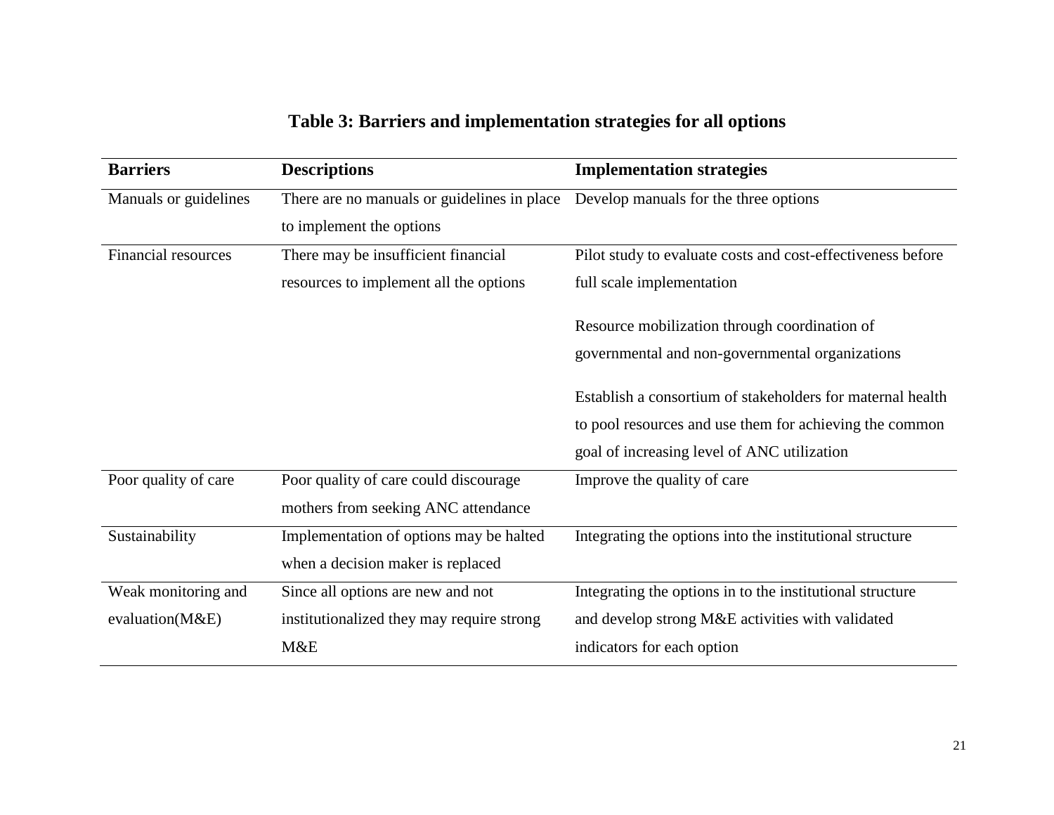**Table 3: Barriers and implementation strategies for all options**

| Barriers | Descriptions | Implementation strategies |
|---|---|---|
| Manuals or guidelines | There are no manuals or guidelines in place to implement the options | Develop manuals for the three options |
| Financial resources | There may be insufficient financial resources to implement all the options | Pilot study to evaluate costs and cost-effectiveness before full scale implementation<br><br>Resource mobilization through coordination of governmental and non-governmental organizations<br><br>Establish a consortium of stakeholders for maternal health to pool resources and use them for achieving the common goal of increasing level of ANC utilization |
| Poor quality of care | Poor quality of care could discourage mothers from seeking ANC attendance | Improve the quality of care |
| Sustainability | Implementation of options may be halted when a decision maker is replaced | Integrating the options into the institutional structure |
| Weak monitoring and evaluation(M&E) | Since all options are new and not institutionalized they may require strong M&E | Integrating the options in to the institutional structure and develop strong M&E activities with validated indicators for each option |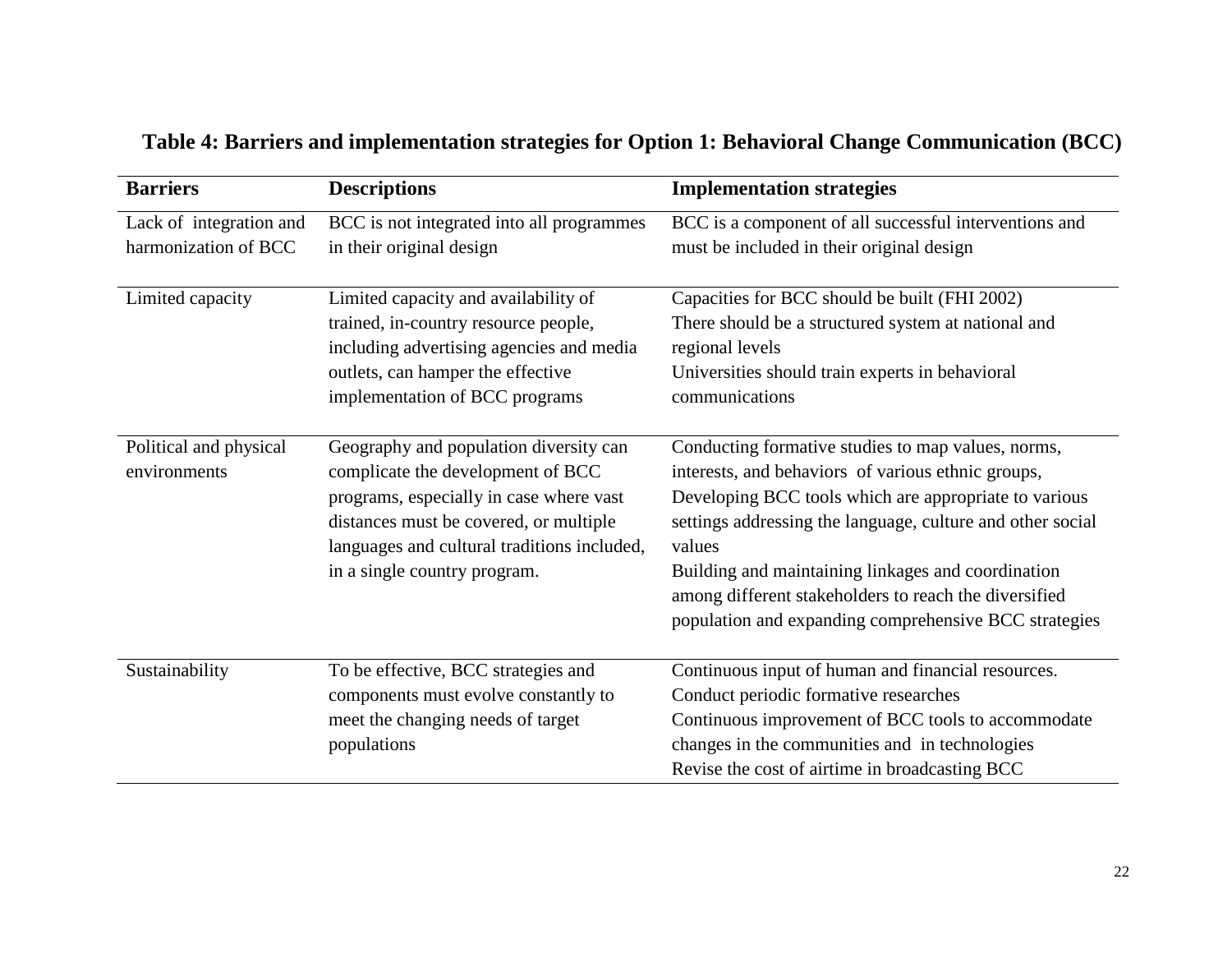**Table 4: Barriers and implementation strategies for Option 1: Behavioral Change Communication (BCC)**

| Barriers | Descriptions | Implementation strategies |
|---|---|---|
| Lack of integration and harmonization of BCC | BCC is not integrated into all programmes in their original design | BCC is a component of all successful interventions and must be included in their original design |
| Limited capacity | Limited capacity and availability of trained, in-country resource people, including advertising agencies and media outlets, can hamper the effective implementation of BCC programs | Capacities for BCC should be built (FHI 2002)<br>There should be a structured system at national and regional levels<br>Universities should train experts in behavioral communications |
| Political and physical environments | Geography and population diversity can complicate the development of BCC programs, especially in case where vast distances must be covered, or multiple languages and cultural traditions included, in a single country program. | Conducting formative studies to map values, norms, interests, and behaviors of various ethnic groups,<br>Developing BCC tools which are appropriate to various settings addressing the language, culture and other social values<br>Building and maintaining linkages and coordination among different stakeholders to reach the diversified population and expanding comprehensive BCC strategies |
| Sustainability | To be effective, BCC strategies and components must evolve constantly to meet the changing needs of target populations | Continuous input of human and financial resources.<br>Conduct periodic formative researches<br>Continuous improvement of BCC tools to accommodate changes in the communities and in technologies<br>Revise the cost of airtime in broadcasting BCC |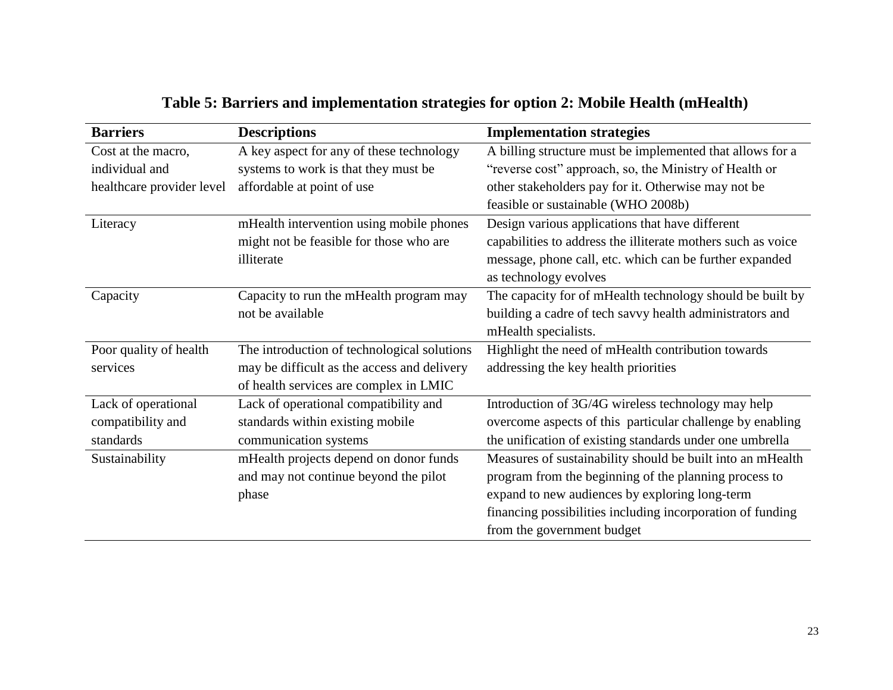**Table 5: Barriers and implementation strategies for option 2: Mobile Health (mHealth)**

| Barriers | Descriptions | Implementation strategies |
|---|---|---|
| Cost at the macro, individual and healthcare provider level | A key aspect for any of these technology systems to work is that they must be affordable at point of use | A billing structure must be implemented that allows for a "reverse cost" approach, so, the Ministry of Health or other stakeholders pay for it. Otherwise may not be feasible or sustainable (WHO 2008b) |
| Literacy | mHealth intervention using mobile phones might not be feasible for those who are illiterate | Design various applications that have different capabilities to address the illiterate mothers such as voice message, phone call, etc. which can be further expanded as technology evolves |
| Capacity | Capacity to run the mHealth program may not be available | The capacity for of mHealth technology should be built by building a cadre of tech savvy health administrators and mHealth specialists. |
| Poor quality of health services | The introduction of technological solutions may be difficult as the access and delivery of health services are complex in LMIC | Highlight the need of mHealth contribution towards addressing the key health priorities |
| Lack of operational compatibility and standards | Lack of operational compatibility and standards within existing mobile communication systems | Introduction of 3G/4G wireless technology may help overcome aspects of this particular challenge by enabling the unification of existing standards under one umbrella |
| Sustainability | mHealth projects depend on donor funds and may not continue beyond the pilot phase | Measures of sustainability should be built into an mHealth program from the beginning of the planning process to expand to new audiences by exploring long-term financing possibilities including incorporation of funding from the government budget |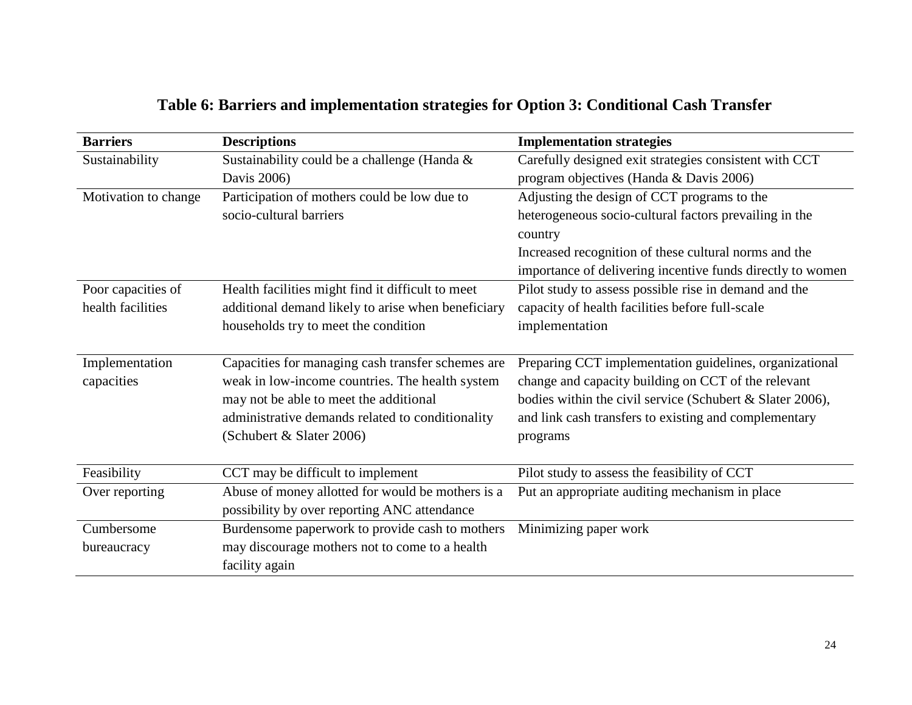**Table 6: Barriers and implementation strategies for Option 3: Conditional Cash Transfer**

| Barriers | Descriptions | Implementation strategies |
|---|---|---|
| Sustainability | Sustainability could be a challenge (Handa & Davis 2006) | Carefully designed exit strategies consistent with CCT program objectives (Handa & Davis 2006) |
| Motivation to change | Participation of mothers could be low due to socio-cultural barriers | Adjusting the design of CCT programs to the heterogeneous socio-cultural factors prevailing in the country<br>Increased recognition of these cultural norms and the importance of delivering incentive funds directly to women |
| Poor capacities of health facilities | Health facilities might find it difficult to meet additional demand likely to arise when beneficiary households try to meet the condition | Pilot study to assess possible rise in demand and the capacity of health facilities before full-scale implementation |
| Implementation capacities | Capacities for managing cash transfer schemes are weak in low-income countries. The health system may not be able to meet the additional administrative demands related to conditionality (Schubert & Slater 2006) | Preparing CCT implementation guidelines, organizational change and capacity building on CCT of the relevant bodies within the civil service (Schubert & Slater 2006), and link cash transfers to existing and complementary programs |
| Feasibility | CCT may be difficult to implement | Pilot study to assess the feasibility of CCT |
| Over reporting | Abuse of money allotted for would be mothers is a possibility by over reporting ANC attendance | Put an appropriate auditing mechanism in place |
| Cumbersome bureaucracy | Burdensome paperwork to provide cash to mothers may discourage mothers not to come to a health facility again | Minimizing paper work |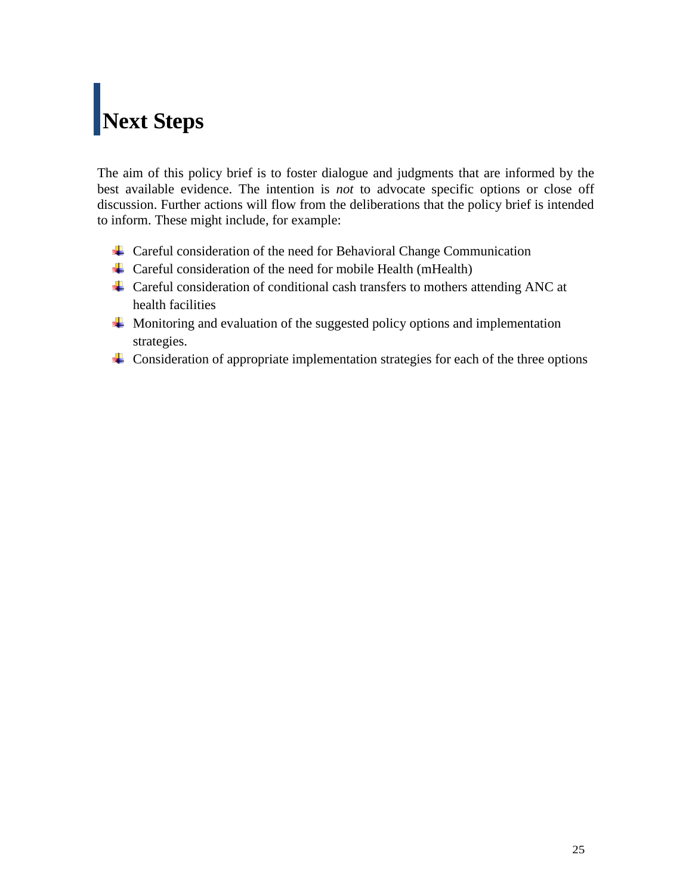# Next Steps

The aim of this policy brief is to foster dialogue and judgments that are informed by the best available evidence. The intention is *not* to advocate specific options or close off discussion. Further actions will flow from the deliberations that the policy brief is intended to inform. These might include, for example:

- Careful consideration of the need for Behavioral Change Communication
- Careful consideration of the need for mobile Health (mHealth)
- Careful consideration of conditional cash transfers to mothers attending ANC at health facilities
- Monitoring and evaluation of the suggested policy options and implementation strategies.
- Consideration of appropriate implementation strategies for each of the three options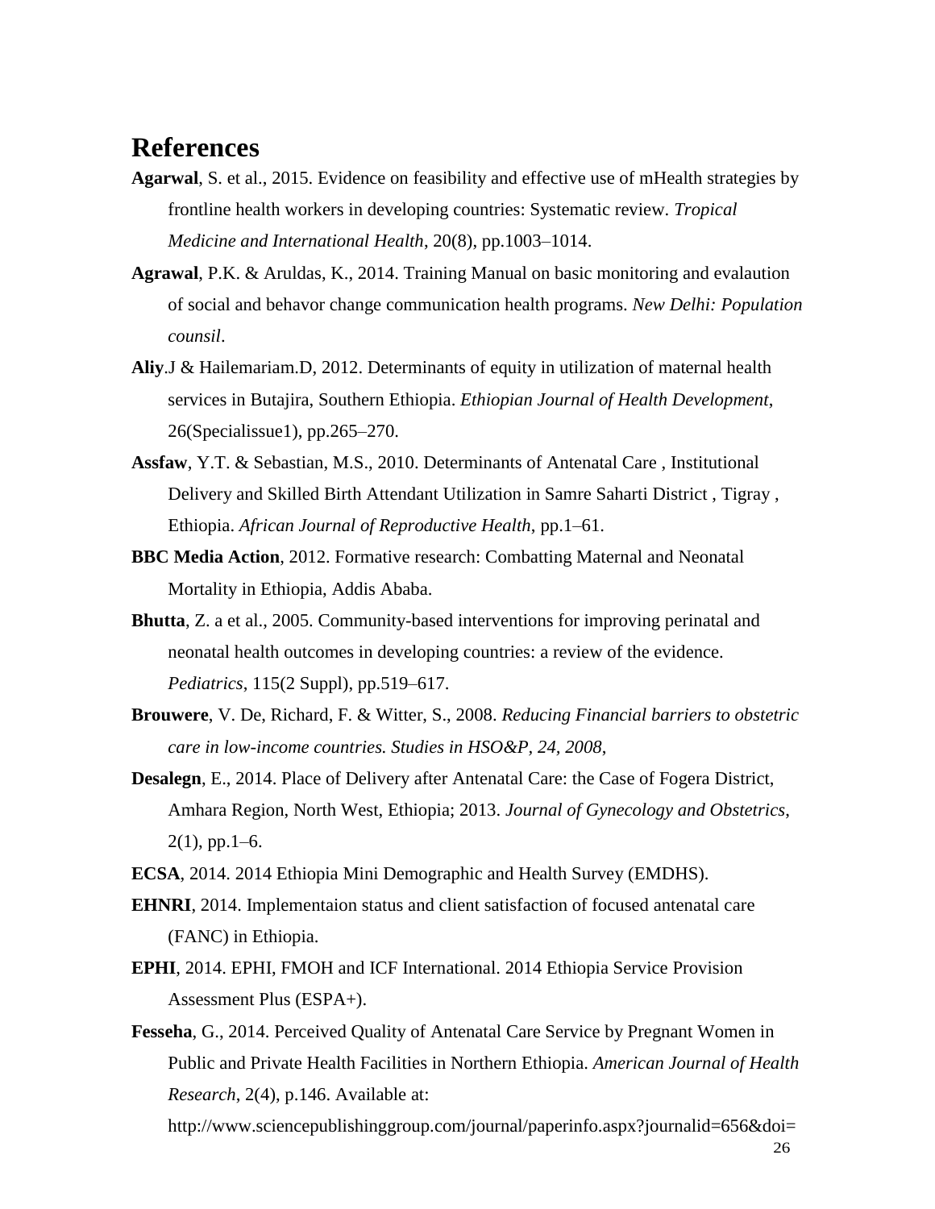# References

**Agarwal**, S. et al., 2015. Evidence on feasibility and effective use of mHealth strategies by frontline health workers in developing countries: Systematic review. *Tropical Medicine and International Health*, 20(8), pp.1003–1014.

**Agrawal**, P.K. & Aruldas, K., 2014. Training Manual on basic monitoring and evalaution of social and behavor change communication health programs. *New Delhi: Population counsil*.

**Aliy**.J & Hailemariam.D, 2012. Determinants of equity in utilization of maternal health services in Butajira, Southern Ethiopia. *Ethiopian Journal of Health Development*, 26(Specialissue1), pp.265–270.

**Assfaw**, Y.T. & Sebastian, M.S., 2010. Determinants of Antenatal Care , Institutional Delivery and Skilled Birth Attendant Utilization in Samre Saharti District , Tigray , Ethiopia. *African Journal of Reproductive Health*, pp.1–61.

**BBC Media Action**, 2012. Formative research: Combatting Maternal and Neonatal Mortality in Ethiopia, Addis Ababa.

**Bhutta**, Z. a et al., 2005. Community-based interventions for improving perinatal and neonatal health outcomes in developing countries: a review of the evidence. *Pediatrics*, 115(2 Suppl), pp.519–617.

**Brouwere**, V. De, Richard, F. & Witter, S., 2008. *Reducing Financial barriers to obstetric care in low-income countries. Studies in HSO&P, 24, 2008*,

**Desalegn**, E., 2014. Place of Delivery after Antenatal Care: the Case of Fogera District, Amhara Region, North West, Ethiopia; 2013. *Journal of Gynecology and Obstetrics*, 2(1), pp.1–6.

**ECSA**, 2014. 2014 Ethiopia Mini Demographic and Health Survey (EMDHS).

**EHNRI**, 2014. Implementaion status and client satisfaction of focused antenatal care (FANC) in Ethiopia.

**EPHI**, 2014. EPHI, FMOH and ICF International. 2014 Ethiopia Service Provision Assessment Plus (ESPA+).

**Fesseha**, G., 2014. Perceived Quality of Antenatal Care Service by Pregnant Women in Public and Private Health Facilities in Northern Ethiopia. *American Journal of Health Research*, 2(4), p.146. Available at: http://www.sciencepublishinggroup.com/journal/paperinfo.aspx?journalid=656&doi=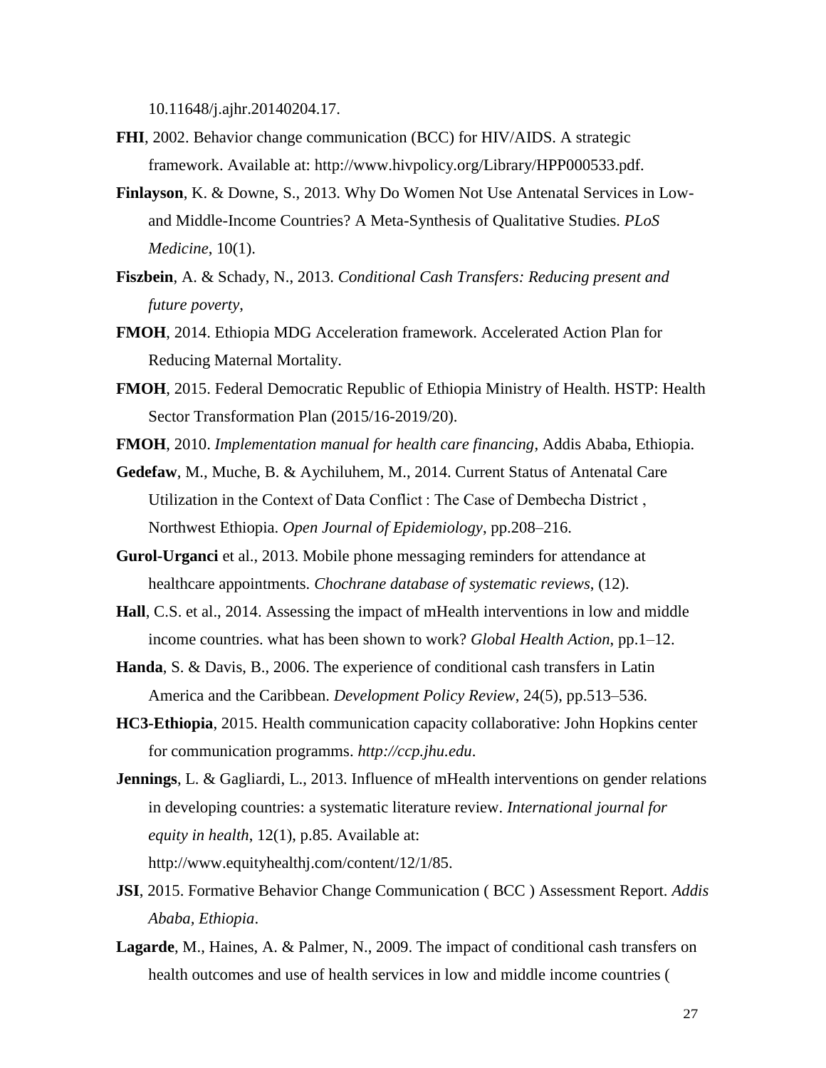10.11648/j.ajhr.20140204.17.

**FHI**, 2002. Behavior change communication (BCC) for HIV/AIDS. A strategic framework. Available at: http://www.hivpolicy.org/Library/HPP000533.pdf.

**Finlayson**, K. & Downe, S., 2013. Why Do Women Not Use Antenatal Services in Low- and Middle-Income Countries? A Meta-Synthesis of Qualitative Studies. *PLoS Medicine*, 10(1).

**Fiszbein**, A. & Schady, N., 2013. *Conditional Cash Transfers: Reducing present and future poverty*,

**FMOH**, 2014. Ethiopia MDG Acceleration framework. Accelerated Action Plan for Reducing Maternal Mortality.

**FMOH**, 2015. Federal Democratic Republic of Ethiopia Ministry of Health. HSTP: Health Sector Transformation Plan (2015/16-2019/20).

**FMOH**, 2010. *Implementation manual for health care financing*, Addis Ababa, Ethiopia.

**Gedefaw**, M., Muche, B. & Aychiluhem, M., 2014. Current Status of Antenatal Care Utilization in the Context of Data Conflict : The Case of Dembecha District , Northwest Ethiopia. *Open Journal of Epidemiology*, pp.208–216.

**Gurol-Urganci** et al., 2013. Mobile phone messaging reminders for attendance at healthcare appointments. *Chochrane database of systematic reviews*, (12).

**Hall**, C.S. et al., 2014. Assessing the impact of mHealth interventions in low and middle income countries. what has been shown to work? *Global Health Action*, pp.1–12.

**Handa**, S. & Davis, B., 2006. The experience of conditional cash transfers in Latin America and the Caribbean. *Development Policy Review*, 24(5), pp.513–536.

**HC3-Ethiopia**, 2015. Health communication capacity collaborative: John Hopkins center for communication programms. *http://ccp.jhu.edu*.

**Jennings**, L. & Gagliardi, L., 2013. Influence of mHealth interventions on gender relations in developing countries: a systematic literature review. *International journal for equity in health*, 12(1), p.85. Available at: http://www.equityhealthj.com/content/12/1/85.

**JSI**, 2015. Formative Behavior Change Communication ( BCC ) Assessment Report. *Addis Ababa, Ethiopia*.

**Lagarde**, M., Haines, A. & Palmer, N., 2009. The impact of conditional cash transfers on health outcomes and use of health services in low and middle income countries (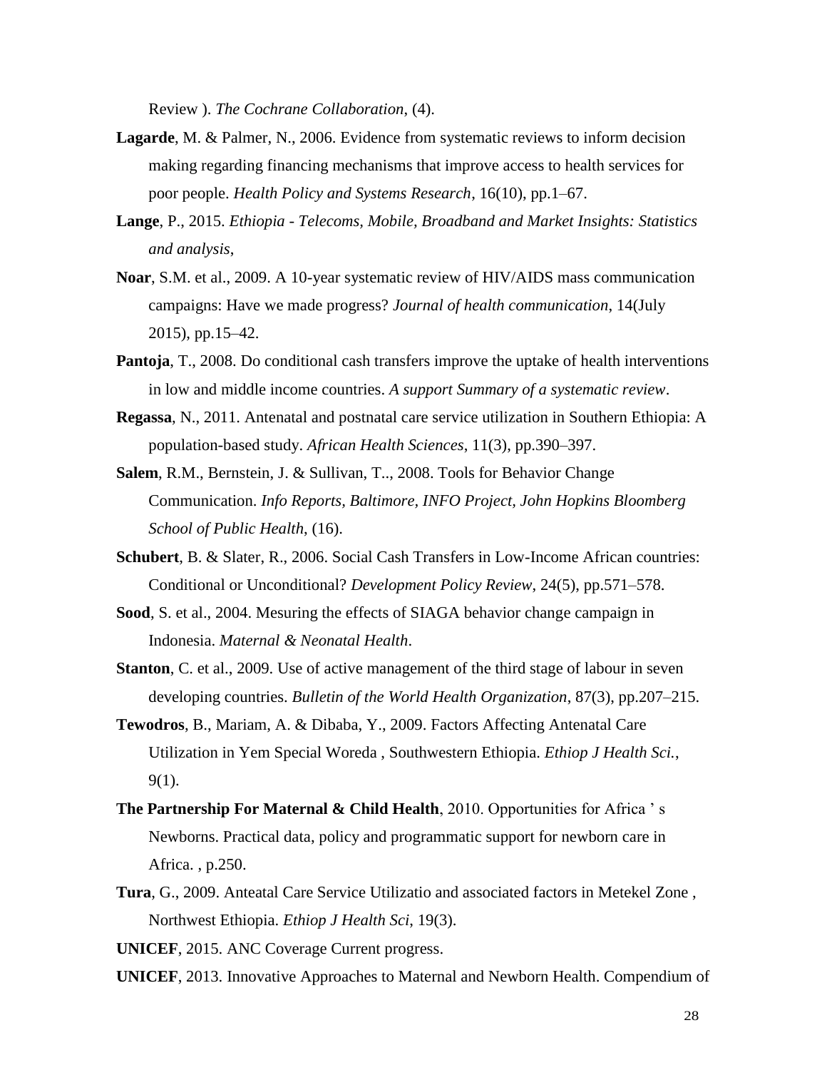Review ). *The Cochrane Collaboration*, (4).

**Lagarde**, M. & Palmer, N., 2006. Evidence from systematic reviews to inform decision making regarding financing mechanisms that improve access to health services for poor people. *Health Policy and Systems Research*, 16(10), pp.1–67.

**Lange**, P., 2015. *Ethiopia - Telecoms, Mobile, Broadband and Market Insights: Statistics and analysis*,

**Noar**, S.M. et al., 2009. A 10-year systematic review of HIV/AIDS mass communication campaigns: Have we made progress? *Journal of health communication*, 14(July 2015), pp.15–42.

**Pantoja**, T., 2008. Do conditional cash transfers improve the uptake of health interventions in low and middle income countries. *A support Summary of a systematic review*.

**Regassa**, N., 2011. Antenatal and postnatal care service utilization in Southern Ethiopia: A population-based study. *African Health Sciences*, 11(3), pp.390–397.

**Salem**, R.M., Bernstein, J. & Sullivan, T.., 2008. Tools for Behavior Change Communication. *Info Reports, Baltimore, INFO Project, John Hopkins Bloomberg School of Public Health*, (16).

**Schubert**, B. & Slater, R., 2006. Social Cash Transfers in Low-Income African countries: Conditional or Unconditional? *Development Policy Review*, 24(5), pp.571–578.

**Sood**, S. et al., 2004. Mesuring the effects of SIAGA behavior change campaign in Indonesia. *Maternal & Neonatal Health*.

**Stanton**, C. et al., 2009. Use of active management of the third stage of labour in seven developing countries. *Bulletin of the World Health Organization*, 87(3), pp.207–215.

**Tewodros**, B., Mariam, A. & Dibaba, Y., 2009. Factors Affecting Antenatal Care Utilization in Yem Special Woreda , Southwestern Ethiopia. *Ethiop J Health Sci.*, 9(1).

**The Partnership For Maternal & Child Health**, 2010. Opportunities for Africa ' s Newborns. Practical data, policy and programmatic support for newborn care in Africa. , p.250.

**Tura**, G., 2009. Anteatal Care Service Utilizatio and associated factors in Metekel Zone , Northwest Ethiopia. *Ethiop J Health Sci*, 19(3).

**UNICEF**, 2015. ANC Coverage Current progress.

**UNICEF**, 2013. Innovative Approaches to Maternal and Newborn Health. Compendium of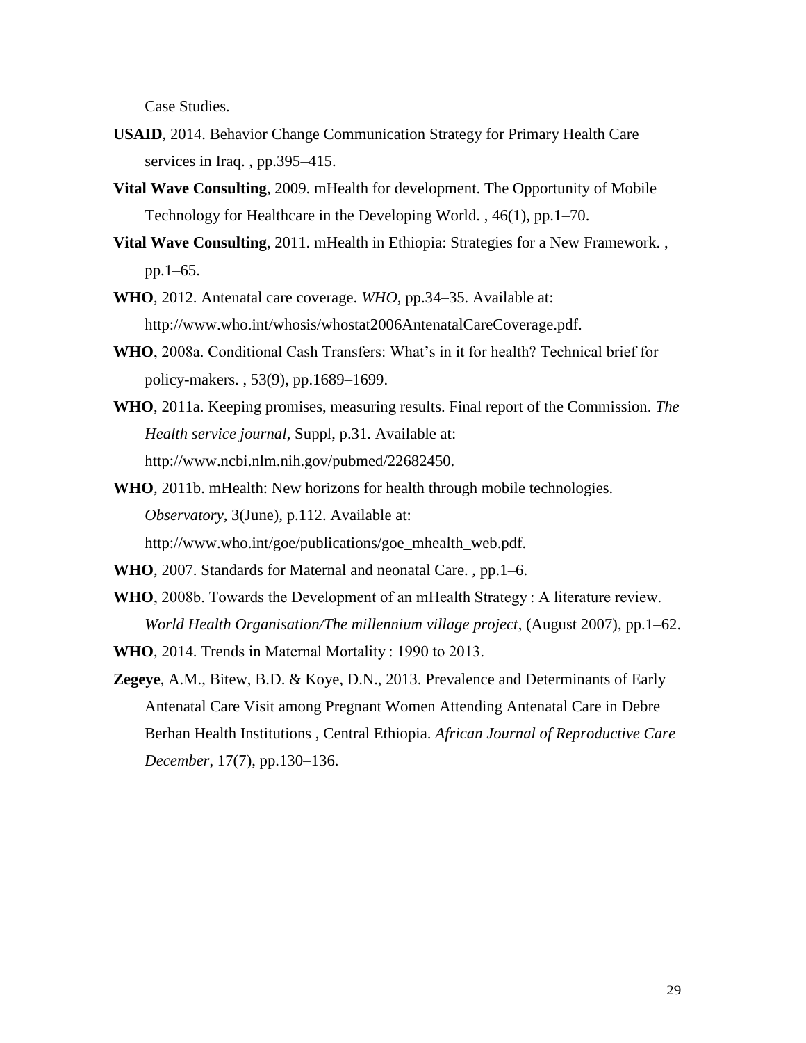Case Studies.

**USAID**, 2014. Behavior Change Communication Strategy for Primary Health Care services in Iraq. , pp.395–415.

**Vital Wave Consulting**, 2009. mHealth for development. The Opportunity of Mobile Technology for Healthcare in the Developing World. , 46(1), pp.1–70.

**Vital Wave Consulting**, 2011. mHealth in Ethiopia: Strategies for a New Framework. , pp.1–65.

**WHO**, 2012. Antenatal care coverage. *WHO*, pp.34–35. Available at: http://www.who.int/whosis/whostat2006AntenatalCareCoverage.pdf.

**WHO**, 2008a. Conditional Cash Transfers: What's in it for health? Technical brief for policy-makers. , 53(9), pp.1689–1699.

**WHO**, 2011a. Keeping promises, measuring results. Final report of the Commission. *The Health service journal*, Suppl, p.31. Available at: http://www.ncbi.nlm.nih.gov/pubmed/22682450.

**WHO**, 2011b. mHealth: New horizons for health through mobile technologies. *Observatory*, 3(June), p.112. Available at: http://www.who.int/goe/publications/goe_mhealth_web.pdf.

**WHO**, 2007. Standards for Maternal and neonatal Care. , pp.1–6.

**WHO**, 2008b. Towards the Development of an mHealth Strategy : A literature review. *World Health Organisation/The millennium village project*, (August 2007), pp.1–62.

**WHO**, 2014. Trends in Maternal Mortality : 1990 to 2013.

**Zegeye**, A.M., Bitew, B.D. & Koye, D.N., 2013. Prevalence and Determinants of Early Antenatal Care Visit among Pregnant Women Attending Antenatal Care in Debre Berhan Health Institutions , Central Ethiopia. *African Journal of Reproductive Care December*, 17(7), pp.130–136.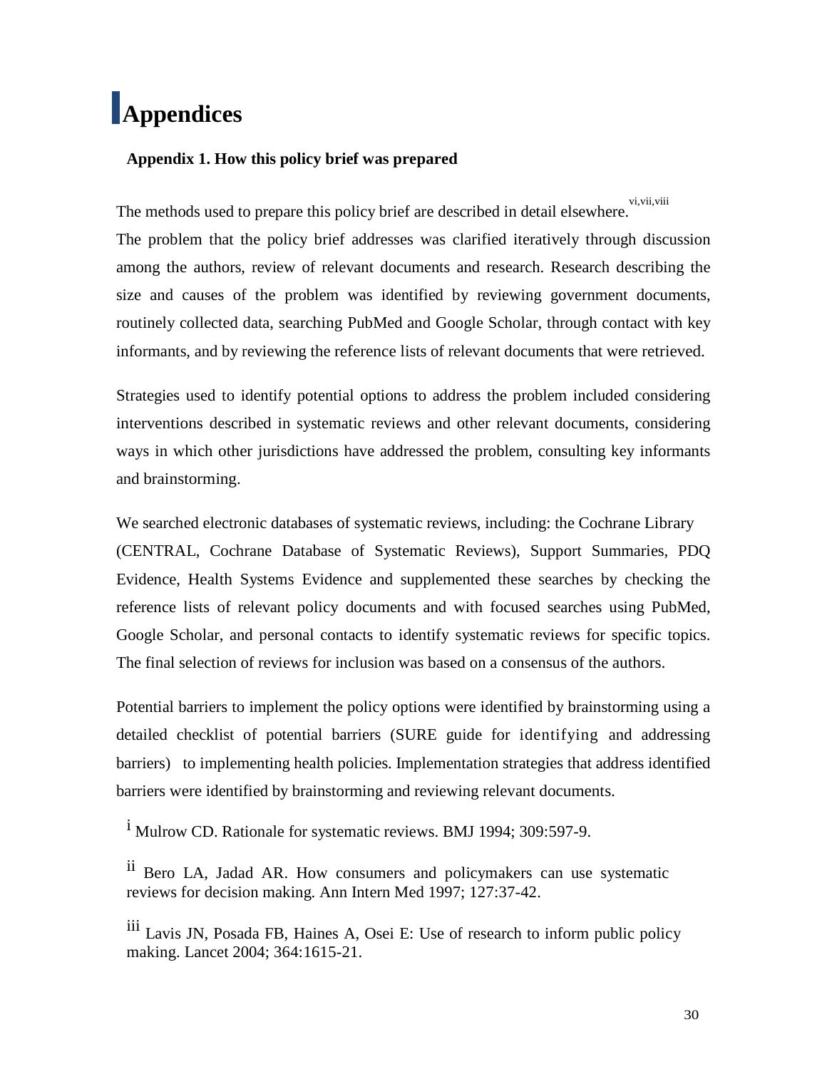# Appendices

## Appendix 1. How this policy brief was prepared

The methods used to prepare this policy brief are described in detail elsewhere.[vi,vii,viii]

The problem that the policy brief addresses was clarified iteratively through discussion among the authors, review of relevant documents and research. Research describing the size and causes of the problem was identified by reviewing government documents, routinely collected data, searching PubMed and Google Scholar, through contact with key informants, and by reviewing the reference lists of relevant documents that were retrieved.

Strategies used to identify potential options to address the problem included considering interventions described in systematic reviews and other relevant documents, considering ways in which other jurisdictions have addressed the problem, consulting key informants and brainstorming.

We searched electronic databases of systematic reviews, including: the Cochrane Library (CENTRAL, Cochrane Database of Systematic Reviews), Support Summaries, PDQ Evidence, Health Systems Evidence and supplemented these searches by checking the reference lists of relevant policy documents and with focused searches using PubMed, Google Scholar, and personal contacts to identify systematic reviews for specific topics. The final selection of reviews for inclusion was based on a consensus of the authors.

Potential barriers to implement the policy options were identified by brainstorming using a detailed checklist of potential barriers (SURE guide for identifying and addressing barriers) to implementing health policies. Implementation strategies that address identified barriers were identified by brainstorming and reviewing relevant documents.

[i] Mulrow CD. Rationale for systematic reviews. BMJ 1994; 309:597-9.

[ii] Bero LA, Jadad AR. How consumers and policymakers can use systematic reviews for decision making. Ann Intern Med 1997; 127:37-42.

[iii] Lavis JN, Posada FB, Haines A, Osei E: Use of research to inform public policy making. Lancet 2004; 364:1615-21.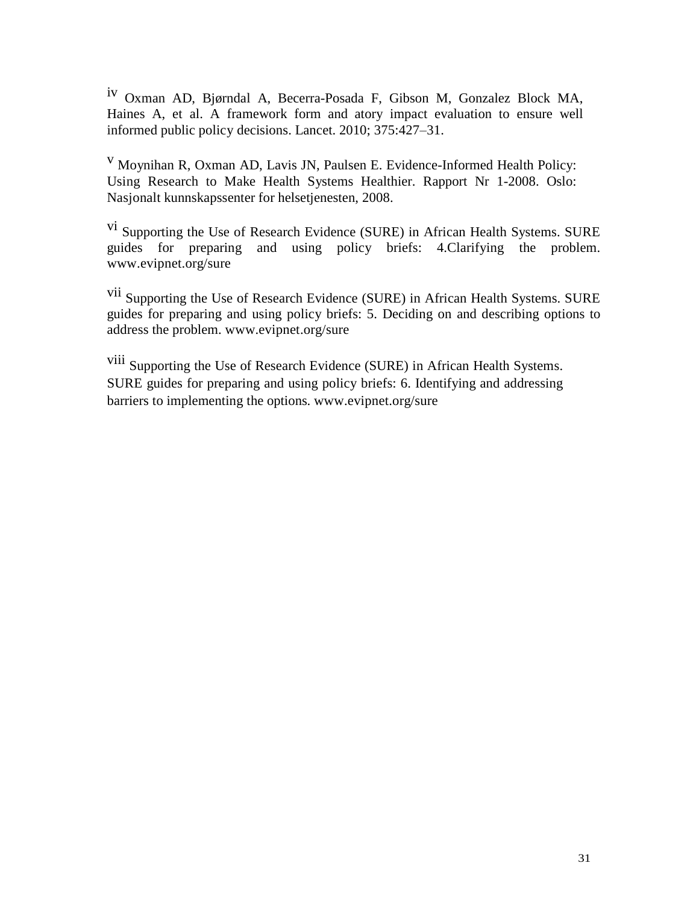[iv] Oxman AD, Bjørndal A, Becerra-Posada F, Gibson M, Gonzalez Block MA, Haines A, et al. A framework form and atory impact evaluation to ensure well informed public policy decisions. Lancet. 2010; 375:427–31.

[v] Moynihan R, Oxman AD, Lavis JN, Paulsen E. Evidence-Informed Health Policy: Using Research to Make Health Systems Healthier. Rapport Nr 1-2008. Oslo: Nasjonalt kunnskapssenter for helsetjenesten, 2008.

[vi] Supporting the Use of Research Evidence (SURE) in African Health Systems. SURE guides for preparing and using policy briefs: 4.Clarifying the problem. www.evipnet.org/sure

[vii] Supporting the Use of Research Evidence (SURE) in African Health Systems. SURE guides for preparing and using policy briefs: 5. Deciding on and describing options to address the problem. www.evipnet.org/sure

[viii] Supporting the Use of Research Evidence (SURE) in African Health Systems. SURE guides for preparing and using policy briefs: 6. Identifying and addressing barriers to implementing the options. www.evipnet.org/sure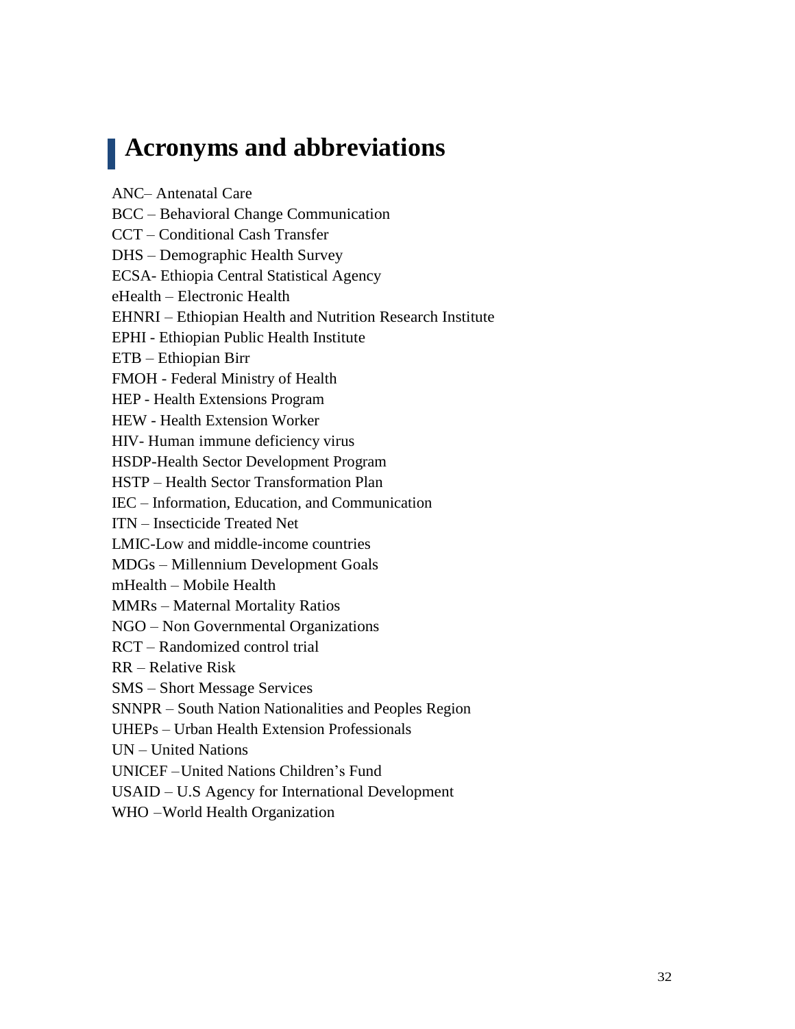# Acronyms and abbreviations

ANC– Antenatal Care

BCC – Behavioral Change Communication

CCT – Conditional Cash Transfer

DHS – Demographic Health Survey

ECSA- Ethiopia Central Statistical Agency

eHealth – Electronic Health

EHNRI – Ethiopian Health and Nutrition Research Institute

EPHI - Ethiopian Public Health Institute

ETB – Ethiopian Birr

FMOH - Federal Ministry of Health

HEP - Health Extensions Program

HEW - Health Extension Worker

HIV- Human immune deficiency virus

HSDP-Health Sector Development Program

HSTP – Health Sector Transformation Plan

IEC – Information, Education, and Communication

ITN – Insecticide Treated Net

LMIC-Low and middle-income countries

MDGs – Millennium Development Goals

mHealth – Mobile Health

MMRs – Maternal Mortality Ratios

NGO – Non Governmental Organizations

RCT – Randomized control trial

RR – Relative Risk

SMS – Short Message Services

SNNPR – South Nation Nationalities and Peoples Region

UHEPs – Urban Health Extension Professionals

UN – United Nations

UNICEF –United Nations Children's Fund

USAID – U.S Agency for International Development

WHO –World Health Organization